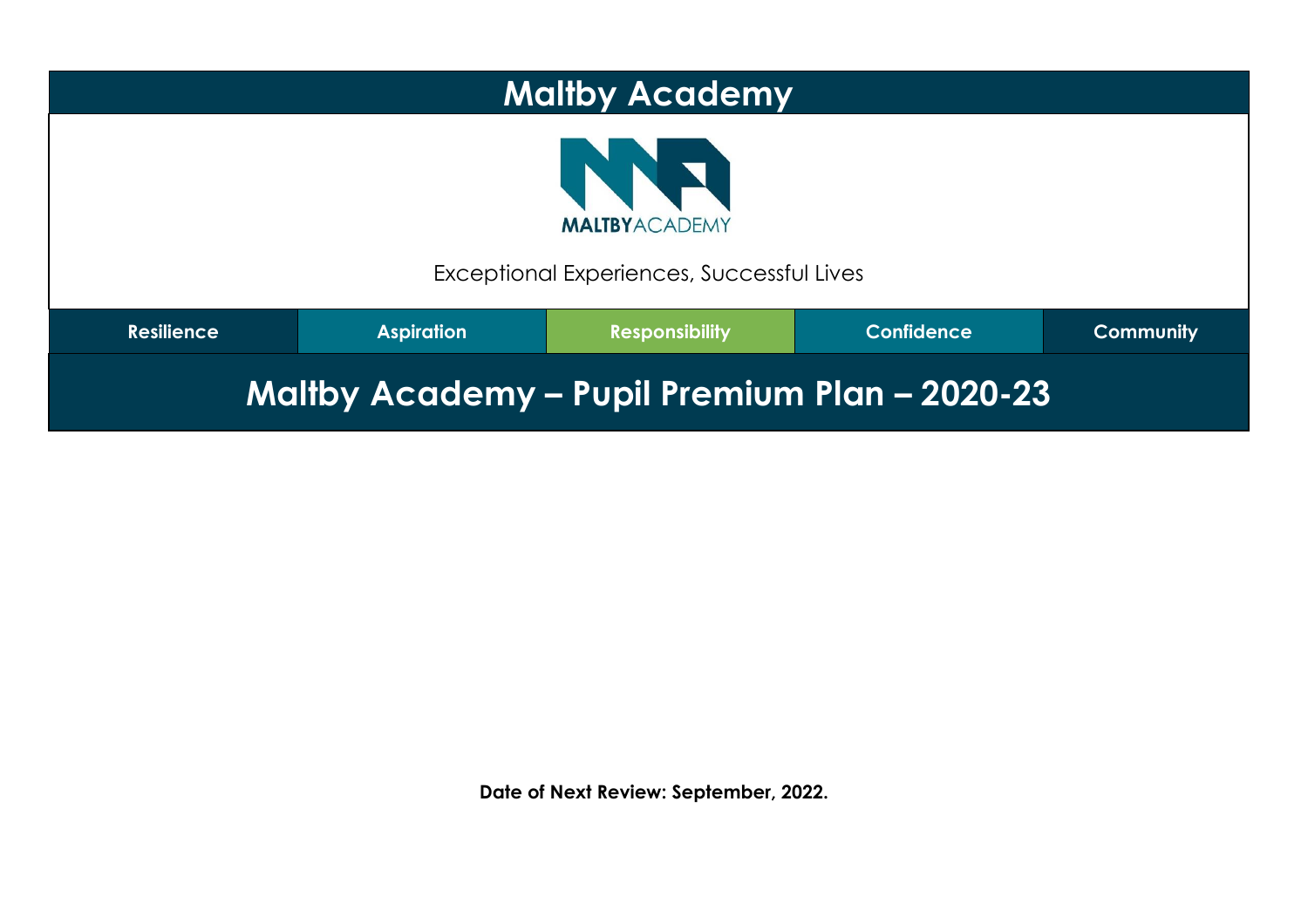# Maltby Academy

MALTBYACADEMY

Exceptional Experiences, Successful Lives

| Resilience | Aspiration | Responsibility | Confidence | Community |
|---|---|---|---|---|

# Maltby Academy – Pupil Premium Plan – 2020-23

**Date of Next Review: September, 2022.**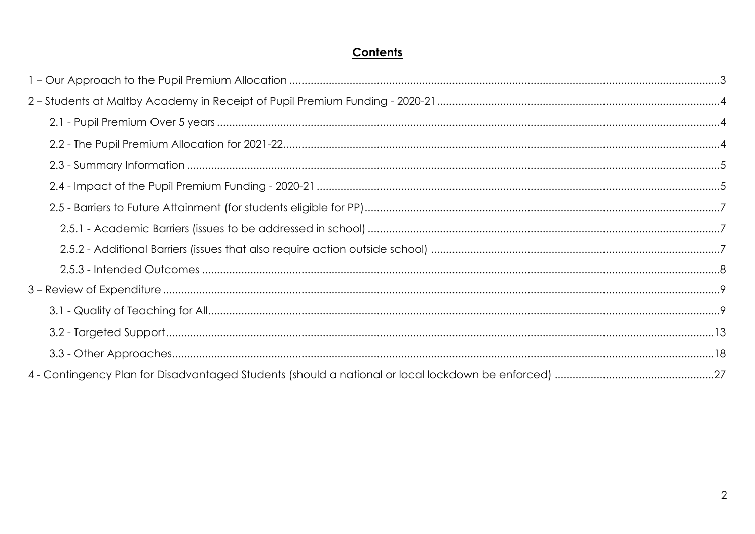# Contents

1 – Our Approach to the Pupil Premium Allocation ....................3

2 – Students at Maltby Academy in Receipt of Pupil Premium Funding - 2020-21 ....................4

- 2.1 - Pupil Premium Over 5 years ....................4
- 2.2 - The Pupil Premium Allocation for 2021-22 ....................4
- 2.3 - Summary Information ....................5
- 2.4 - Impact of the Pupil Premium Funding - 2020-21 ....................5
- 2.5 - Barriers to Future Attainment (for students eligible for PP) ....................7
  - 2.5.1 - Academic Barriers (issues to be addressed in school) ....................7
  - 2.5.2 - Additional Barriers (issues that also require action outside school) ....................7
  - 2.5.3 - Intended Outcomes ....................8

3 – Review of Expenditure ....................9

- 3.1 - Quality of Teaching for All ....................9
- 3.2 - Targeted Support ....................13
- 3.3 - Other Approaches ....................18

4 - Contingency Plan for Disadvantaged Students (should a national or local lockdown be enforced) ....................27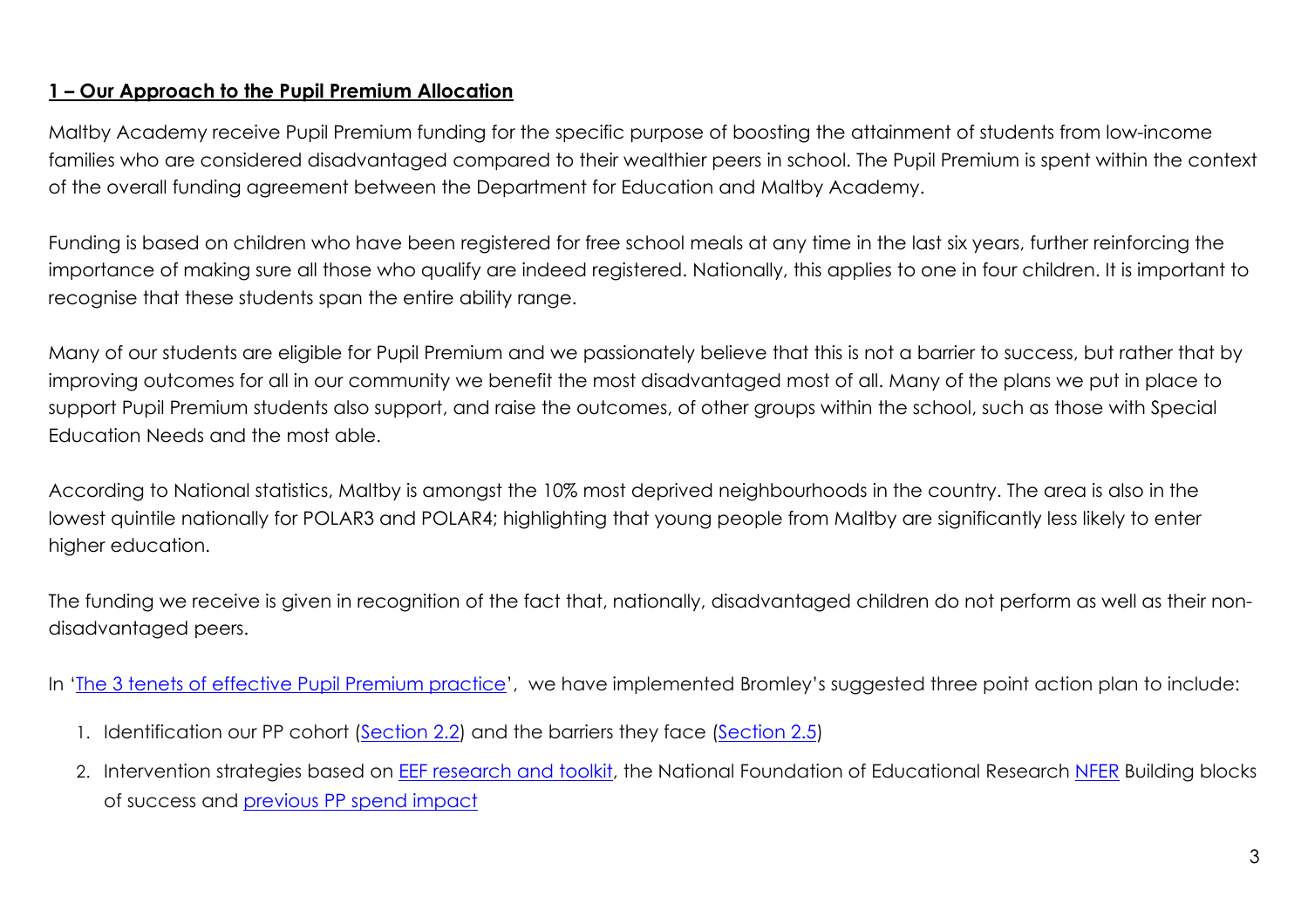## **1 – Our Approach to the Pupil Premium Allocation**

Maltby Academy receive Pupil Premium funding for the specific purpose of boosting the attainment of students from low-income families who are considered disadvantaged compared to their wealthier peers in school. The Pupil Premium is spent within the context of the overall funding agreement between the Department for Education and Maltby Academy.

Funding is based on children who have been registered for free school meals at any time in the last six years, further reinforcing the importance of making sure all those who qualify are indeed registered. Nationally, this applies to one in four children. It is important to recognise that these students span the entire ability range.

Many of our students are eligible for Pupil Premium and we passionately believe that this is not a barrier to success, but rather that by improving outcomes for all in our community we benefit the most disadvantaged most of all. Many of the plans we put in place to support Pupil Premium students also support, and raise the outcomes, of other groups within the school, such as those with Special Education Needs and the most able.

According to National statistics, Maltby is amongst the 10% most deprived neighbourhoods in the country. The area is also in the lowest quintile nationally for POLAR3 and POLAR4; highlighting that young people from Maltby are significantly less likely to enter higher education.

The funding we receive is given in recognition of the fact that, nationally, disadvantaged children do not perform as well as their non-disadvantaged peers.

In '[The 3 tenets of effective Pupil Premium practice](#)', we have implemented Bromley's suggested three point action plan to include:

1. Identification our PP cohort ([Section 2.2](#)) and the barriers they face ([Section 2.5](#))
2. Intervention strategies based on [EEF research and toolkit](#), the National Foundation of Educational Research [NFER](#) Building blocks of success and [previous PP spend impact](#)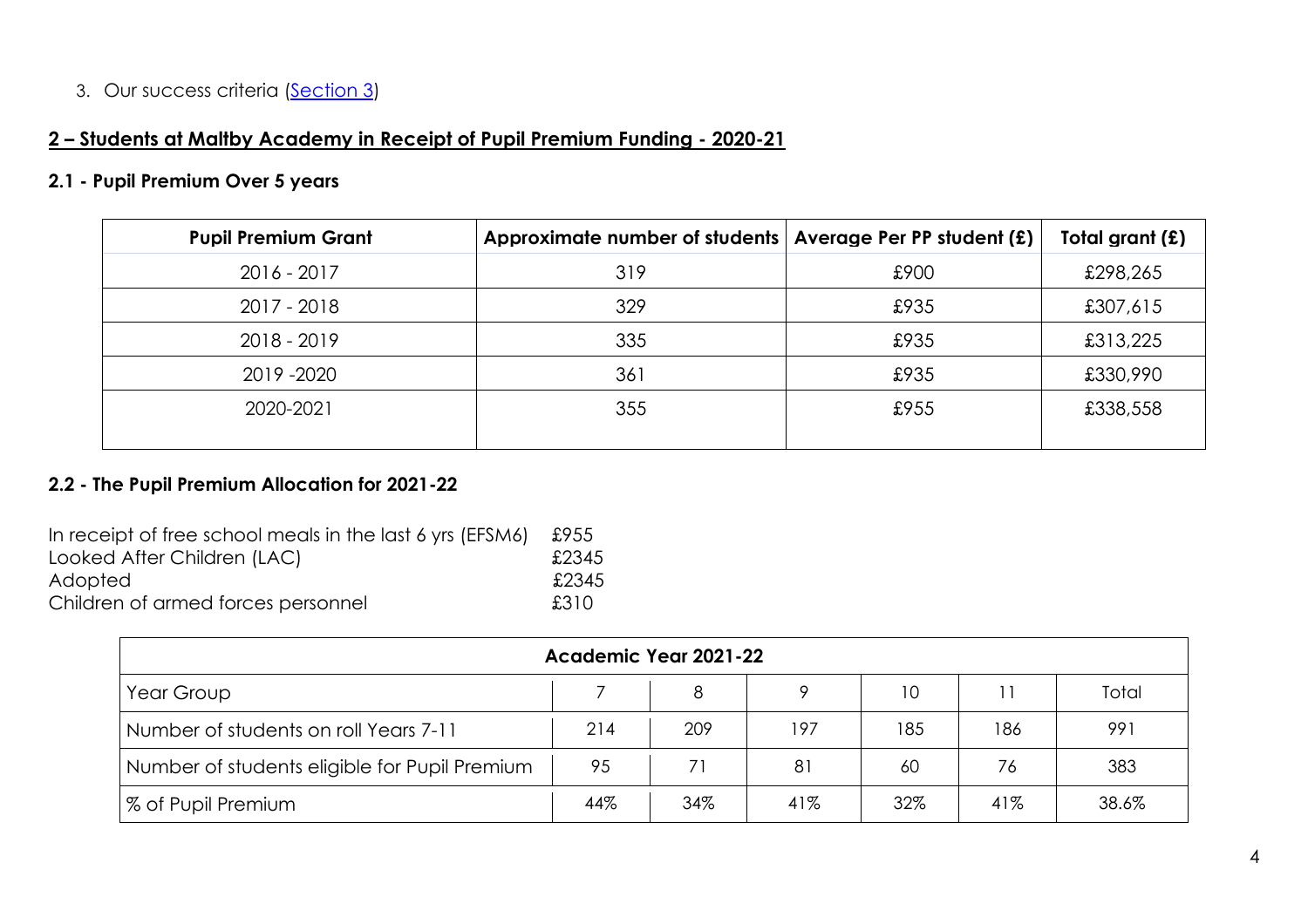3. Our success criteria ([Section 3](#))

## 2 – Students at Maltby Academy in Receipt of Pupil Premium Funding - 2020-21

### 2.1 - Pupil Premium Over 5 years

| Pupil Premium Grant | Approximate number of students | Average Per PP student (£) | Total grant (£) |
|---|---|---|---|
| 2016 - 2017 | 319 | £900 | £298,265 |
| 2017 - 2018 | 329 | £935 | £307,615 |
| 2018 - 2019 | 335 | £935 | £313,225 |
| 2019 -2020 | 361 | £935 | £330,990 |
| 2020-2021 | 355 | £955 | £338,558 |

### 2.2 - The Pupil Premium Allocation for 2021-22

In receipt of free school meals in the last 6 yrs (EFSM6) £955
Looked After Children (LAC) £2345
Adopted £2345
Children of armed forces personnel £310

| Academic Year 2021-22 | | | | | | |
|---|---|---|---|---|---|---|
| Year Group | 7 | 8 | 9 | 10 | 11 | Total |
| Number of students on roll Years 7-11 | 214 | 209 | 197 | 185 | 186 | 991 |
| Number of students eligible for Pupil Premium | 95 | 71 | 81 | 60 | 76 | 383 |
| % of Pupil Premium | 44% | 34% | 41% | 32% | 41% | 38.6% |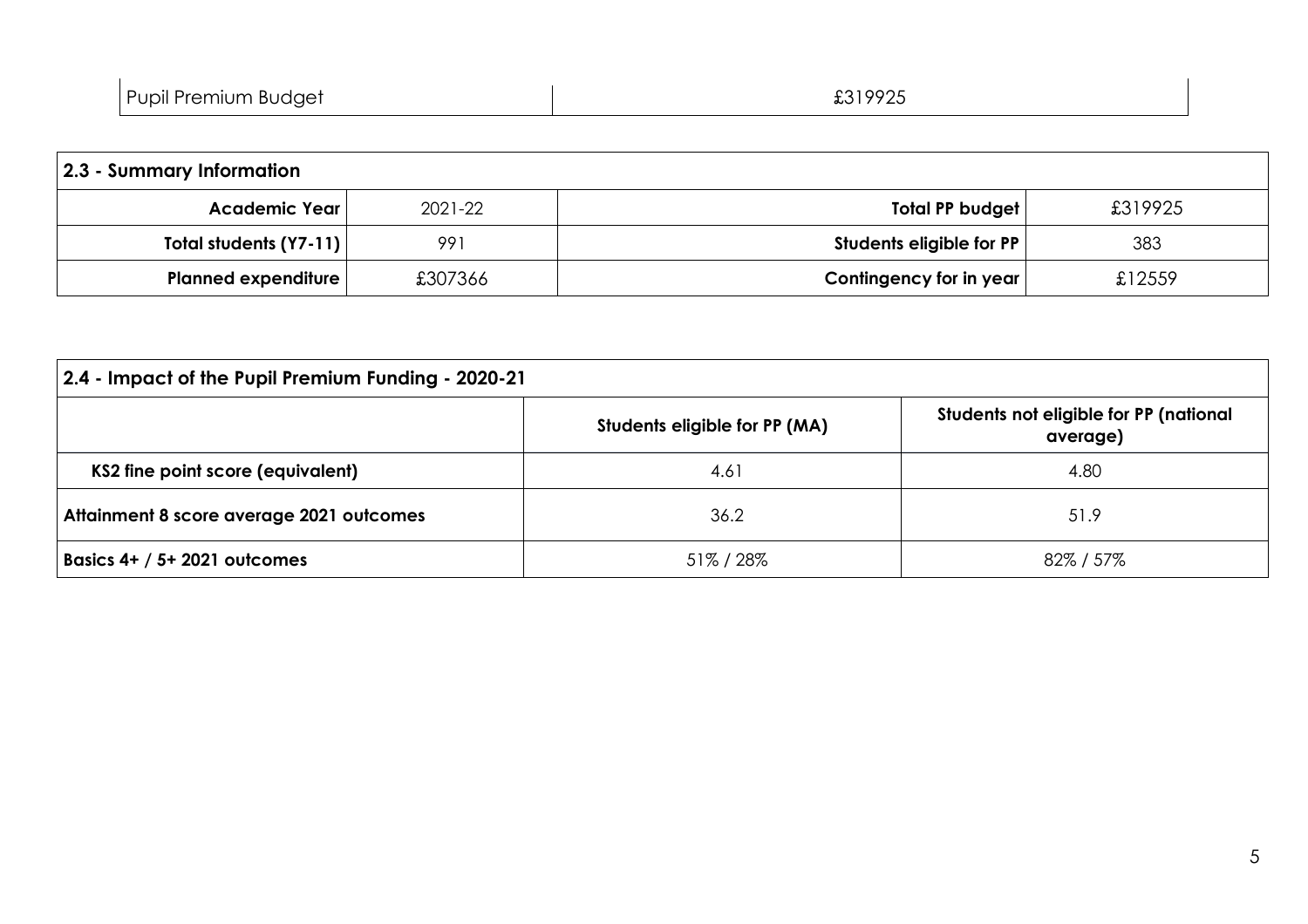| Pupil Premium Budget | £319925 |
|---|---|

| 2.3 - Summary Information | | | |
|---|---|---|---|
| **Academic Year** | 2021-22 | **Total PP budget** | £319925 |
| **Total students (Y7-11)** | 991 | **Students eligible for PP** | 383 |
| **Planned expenditure** | £307366 | **Contingency for in year** | £12559 |

| 2.4 - Impact of the Pupil Premium Funding - 2020-21 | | |
|---|---|---|
| | **Students eligible for PP (MA)** | **Students not eligible for PP (national average)** |
| **KS2 fine point score (equivalent)** | 4.61 | 4.80 |
| **Attainment 8 score average 2021 outcomes** | 36.2 | 51.9 |
| **Basics 4+ / 5+ 2021 outcomes** | 51% / 28% | 82% / 57% |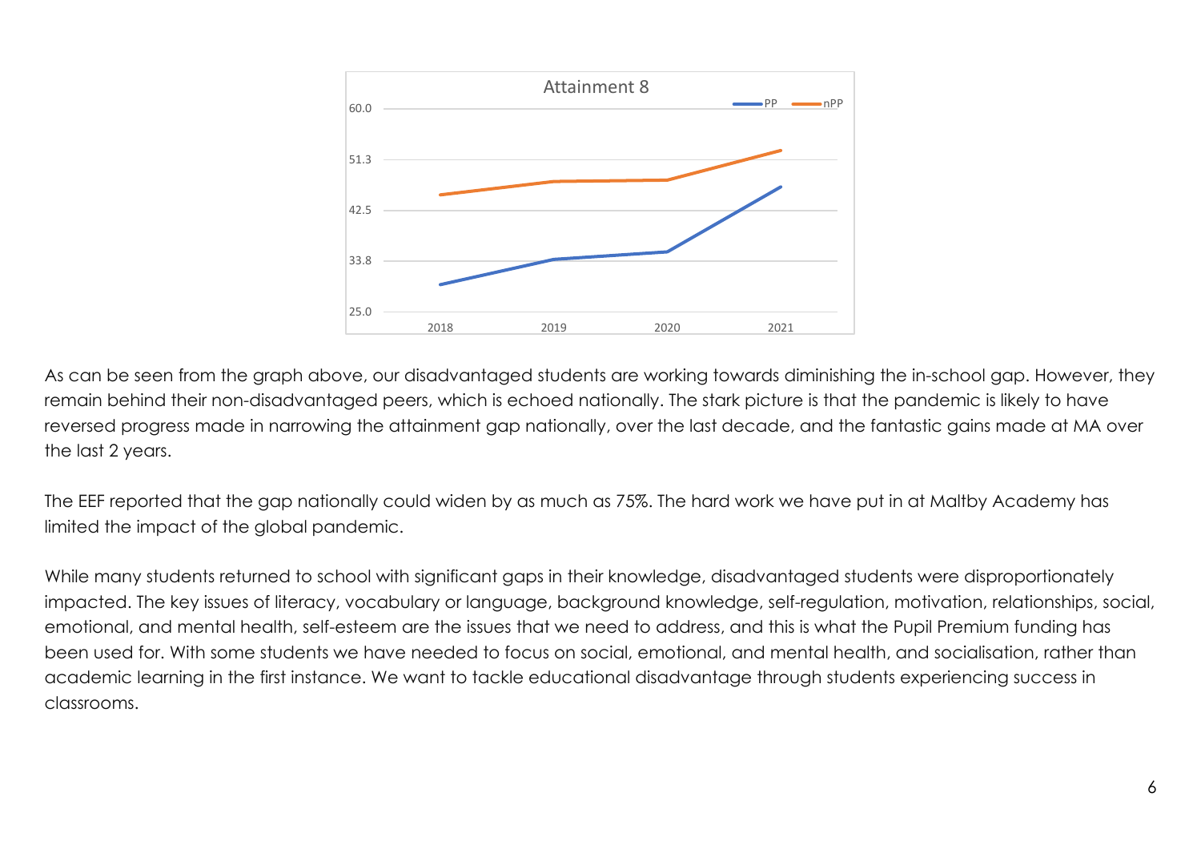Attainment 8

As can be seen from the graph above, our disadvantaged students are working towards diminishing the in-school gap. However, they remain behind their non-disadvantaged peers, which is echoed nationally. The stark picture is that the pandemic is likely to have reversed progress made in narrowing the attainment gap nationally, over the last decade, and the fantastic gains made at MA over the last 2 years.

The EEF reported that the gap nationally could widen by as much as 75%. The hard work we have put in at Maltby Academy has limited the impact of the global pandemic.

While many students returned to school with significant gaps in their knowledge, disadvantaged students were disproportionately impacted. The key issues of literacy, vocabulary or language, background knowledge, self-regulation, motivation, relationships, social, emotional, and mental health, self-esteem are the issues that we need to address, and this is what the Pupil Premium funding has been used for. With some students we have needed to focus on social, emotional, and mental health, and socialisation, rather than academic learning in the first instance. We want to tackle educational disadvantage through students experiencing success in classrooms.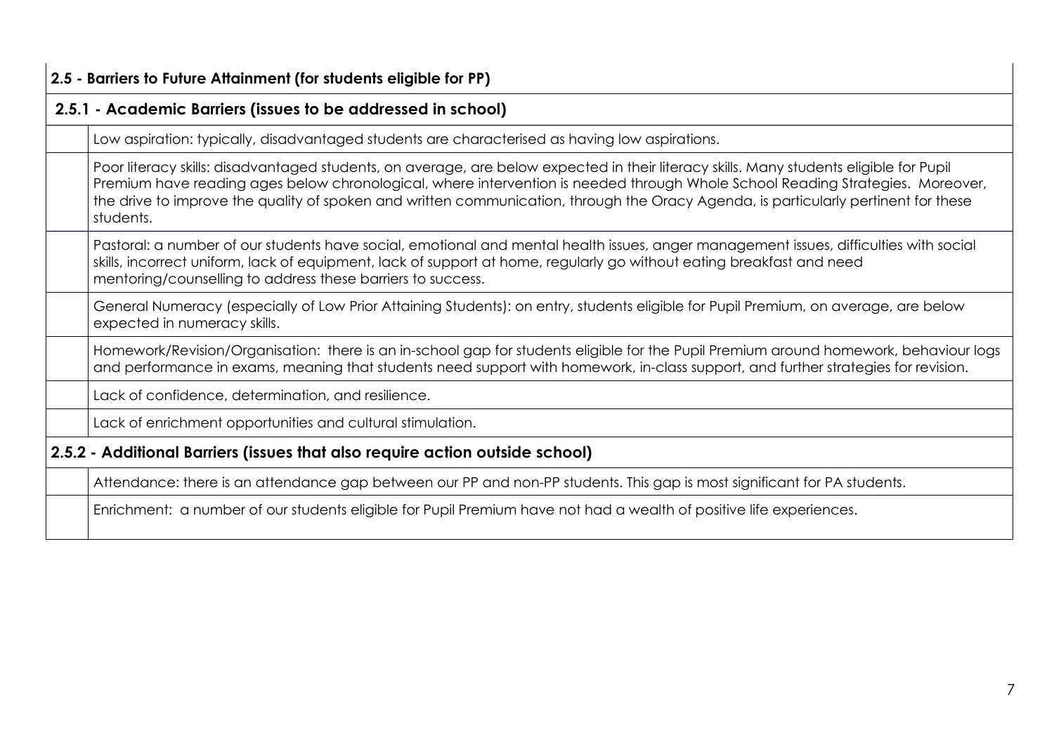| 2.5 - Barriers to Future Attainment (for students eligible for PP) | |
|---|---|
| **2.5.1 - Academic Barriers (issues to be addressed in school)** | |
| | Low aspiration: typically, disadvantaged students are characterised as having low aspirations. |
| | Poor literacy skills: disadvantaged students, on average, are below expected in their literacy skills. Many students eligible for Pupil Premium have reading ages below chronological, where intervention is needed through Whole School Reading Strategies. Moreover, the drive to improve the quality of spoken and written communication, through the Oracy Agenda, is particularly pertinent for these students. |
| | Pastoral: a number of our students have social, emotional and mental health issues, anger management issues, difficulties with social skills, incorrect uniform, lack of equipment, lack of support at home, regularly go without eating breakfast and need mentoring/counselling to address these barriers to success. |
| | General Numeracy (especially of Low Prior Attaining Students): on entry, students eligible for Pupil Premium, on average, are below expected in numeracy skills. |
| | Homework/Revision/Organisation: there is an in-school gap for students eligible for the Pupil Premium around homework, behaviour logs and performance in exams, meaning that students need support with homework, in-class support, and further strategies for revision. |
| | Lack of confidence, determination, and resilience. |
| | Lack of enrichment opportunities and cultural stimulation. |
| **2.5.2 - Additional Barriers (issues that also require action outside school)** | |
| | Attendance: there is an attendance gap between our PP and non-PP students. This gap is most significant for PA students. |
| | Enrichment: a number of our students eligible for Pupil Premium have not had a wealth of positive life experiences. |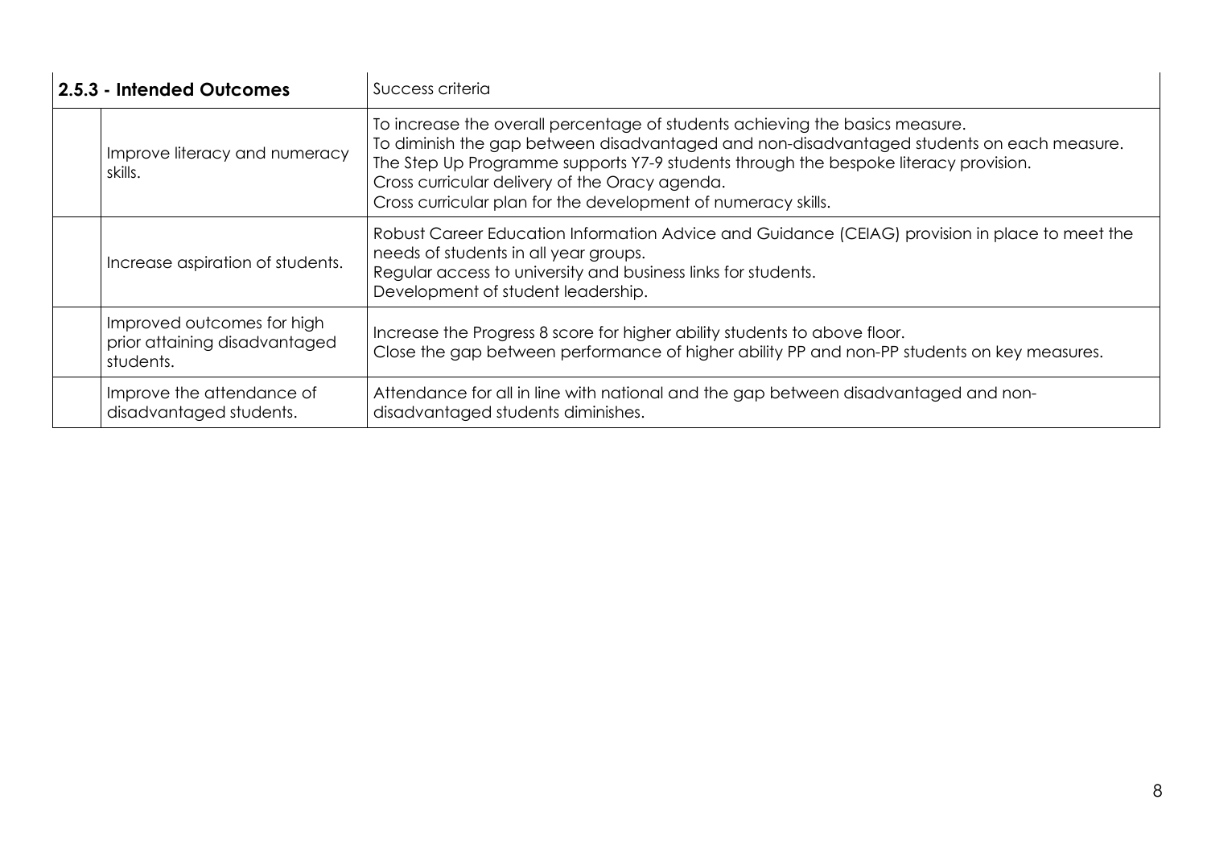| 2.5.3 - Intended Outcomes | | Success criteria |
|---|---|---|
| | Improve literacy and numeracy skills. | To increase the overall percentage of students achieving the basics measure.<br>To diminish the gap between disadvantaged and non-disadvantaged students on each measure.<br>The Step Up Programme supports Y7-9 students through the bespoke literacy provision.<br>Cross curricular delivery of the Oracy agenda.<br>Cross curricular plan for the development of numeracy skills. |
| | Increase aspiration of students. | Robust Career Education Information Advice and Guidance (CEIAG) provision in place to meet the needs of students in all year groups.<br>Regular access to university and business links for students.<br>Development of student leadership. |
| | Improved outcomes for high prior attaining disadvantaged students. | Increase the Progress 8 score for higher ability students to above floor.<br>Close the gap between performance of higher ability PP and non-PP students on key measures. |
| | Improve the attendance of disadvantaged students. | Attendance for all in line with national and the gap between disadvantaged and non-disadvantaged students diminishes. |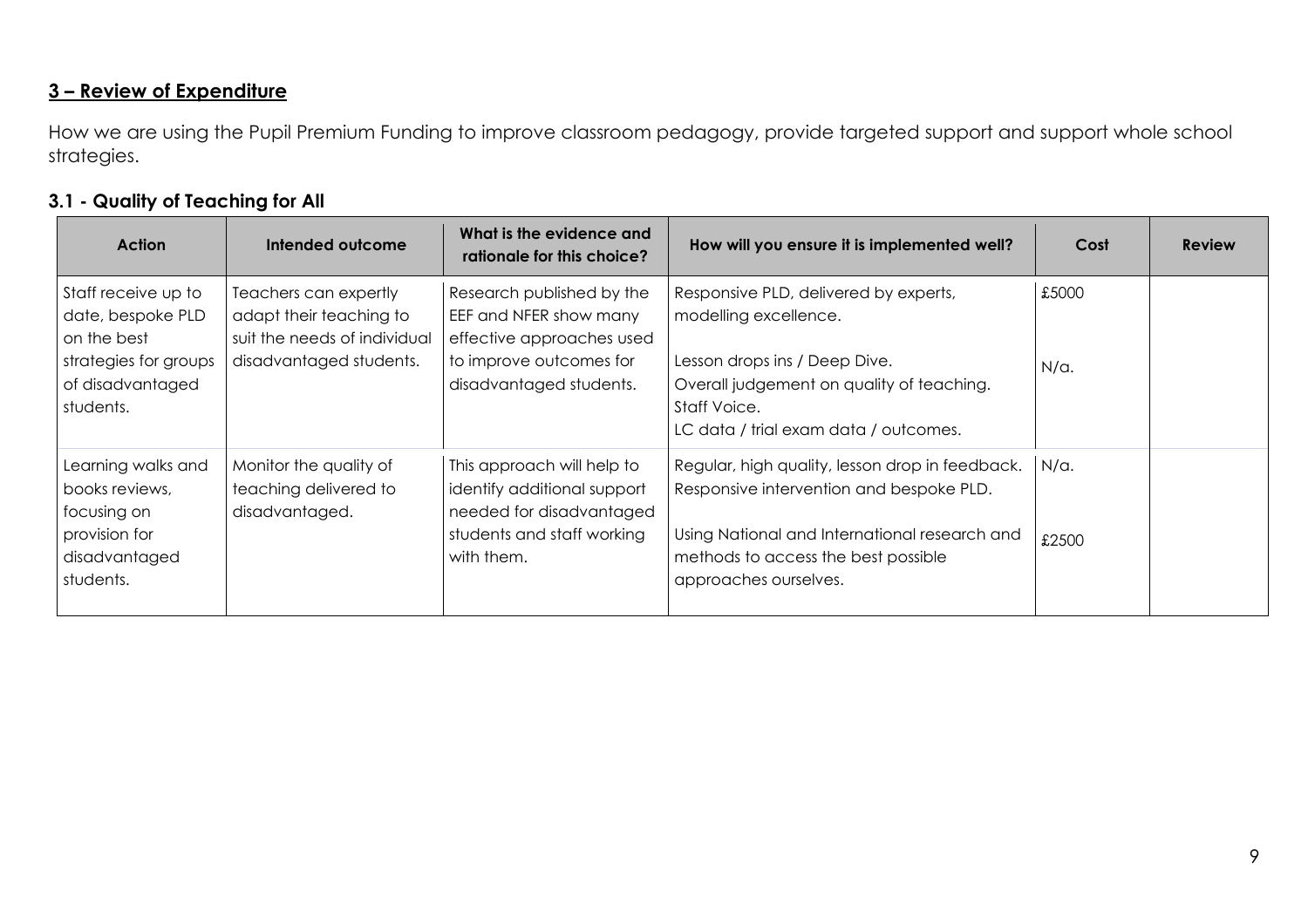## 3 – Review of Expenditure

How we are using the Pupil Premium Funding to improve classroom pedagogy, provide targeted support and support whole school strategies.

### 3.1 - Quality of Teaching for All

| Action | Intended outcome | What is the evidence and rationale for this choice? | How will you ensure it is implemented well? | Cost | Review |
|---|---|---|---|---|---|
| Staff receive up to date, bespoke PLD on the best strategies for groups of disadvantaged students. | Teachers can expertly adapt their teaching to suit the needs of individual disadvantaged students. | Research published by the EEF and NFER show many effective approaches used to improve outcomes for disadvantaged students. | Responsive PLD, delivered by experts, modelling excellence.<br><br>Lesson drops ins / Deep Dive.<br>Overall judgement on quality of teaching.<br>Staff Voice.<br>LC data / trial exam data / outcomes. | £5000<br><br>N/a. | |
| Learning walks and books reviews, focusing on provision for disadvantaged students. | Monitor the quality of teaching delivered to disadvantaged. | This approach will help to identify additional support needed for disadvantaged students and staff working with them. | Regular, high quality, lesson drop in feedback. Responsive intervention and bespoke PLD.<br><br>Using National and International research and methods to access the best possible approaches ourselves. | N/a.<br><br>£2500 | |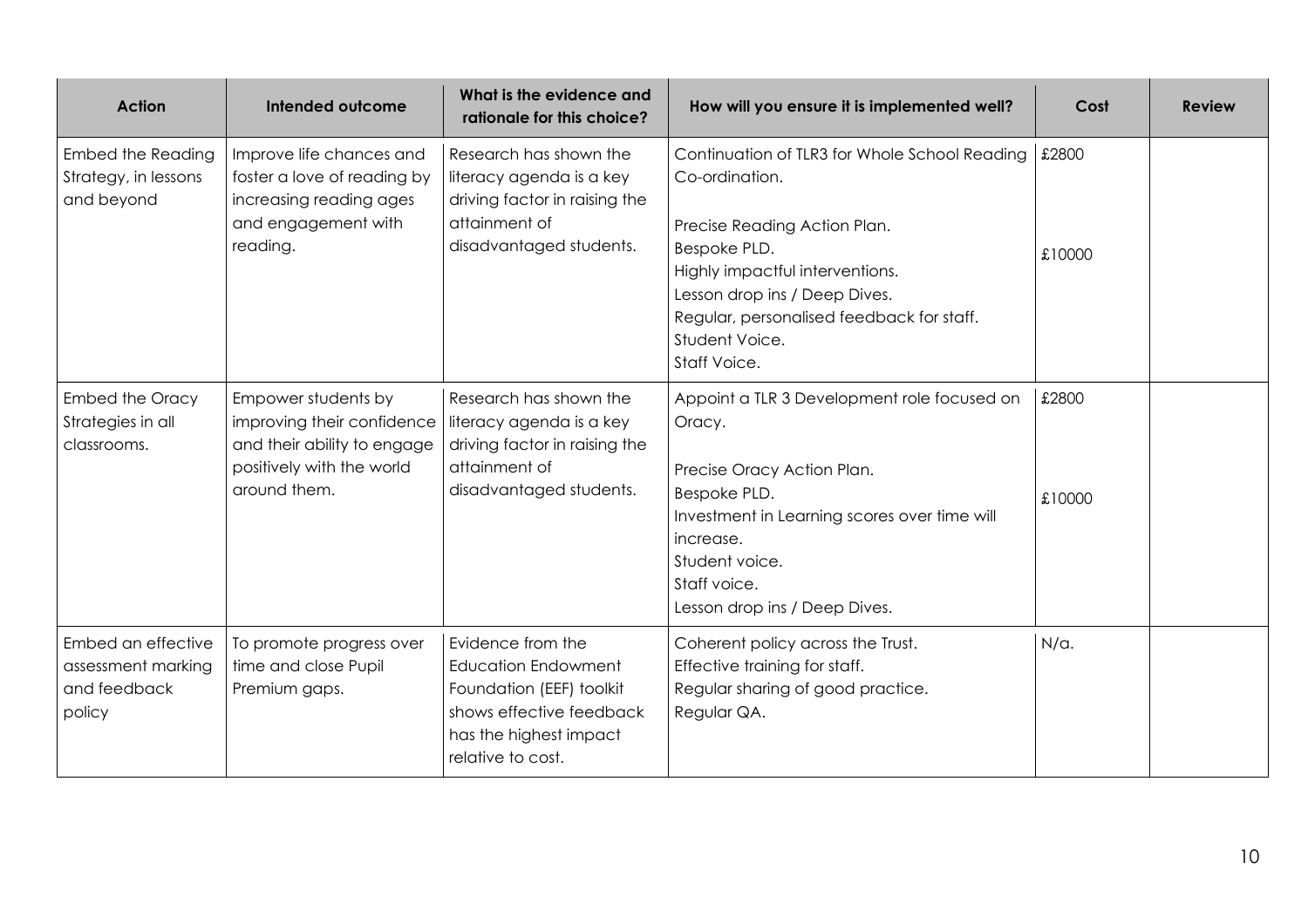| Action | Intended outcome | What is the evidence and rationale for this choice? | How will you ensure it is implemented well? | Cost | Review |
|---|---|---|---|---|---|
| Embed the Reading Strategy, in lessons and beyond | Improve life chances and foster a love of reading by increasing reading ages and engagement with reading. | Research has shown the literacy agenda is a key driving factor in raising the attainment of disadvantaged students. | Continuation of TLR3 for Whole School Reading Co-ordination.<br><br>Precise Reading Action Plan.<br>Bespoke PLD.<br>Highly impactful interventions.<br>Lesson drop ins / Deep Dives.<br>Regular, personalised feedback for staff.<br>Student Voice.<br>Staff Voice. | £2800<br><br>£10000 | |
| Embed the Oracy Strategies in all classrooms. | Empower students by improving their confidence and their ability to engage positively with the world around them. | Research has shown the literacy agenda is a key driving factor in raising the attainment of disadvantaged students. | Appoint a TLR 3 Development role focused on Oracy.<br><br>Precise Oracy Action Plan.<br>Bespoke PLD.<br>Investment in Learning scores over time will increase.<br>Student voice.<br>Staff voice.<br>Lesson drop ins / Deep Dives. | £2800<br><br>£10000 | |
| Embed an effective assessment marking and feedback policy | To promote progress over time and close Pupil Premium gaps. | Evidence from the Education Endowment Foundation (EEF) toolkit shows effective feedback has the highest impact relative to cost. | Coherent policy across the Trust.<br>Effective training for staff.<br>Regular sharing of good practice.<br>Regular QA. | N/a. | |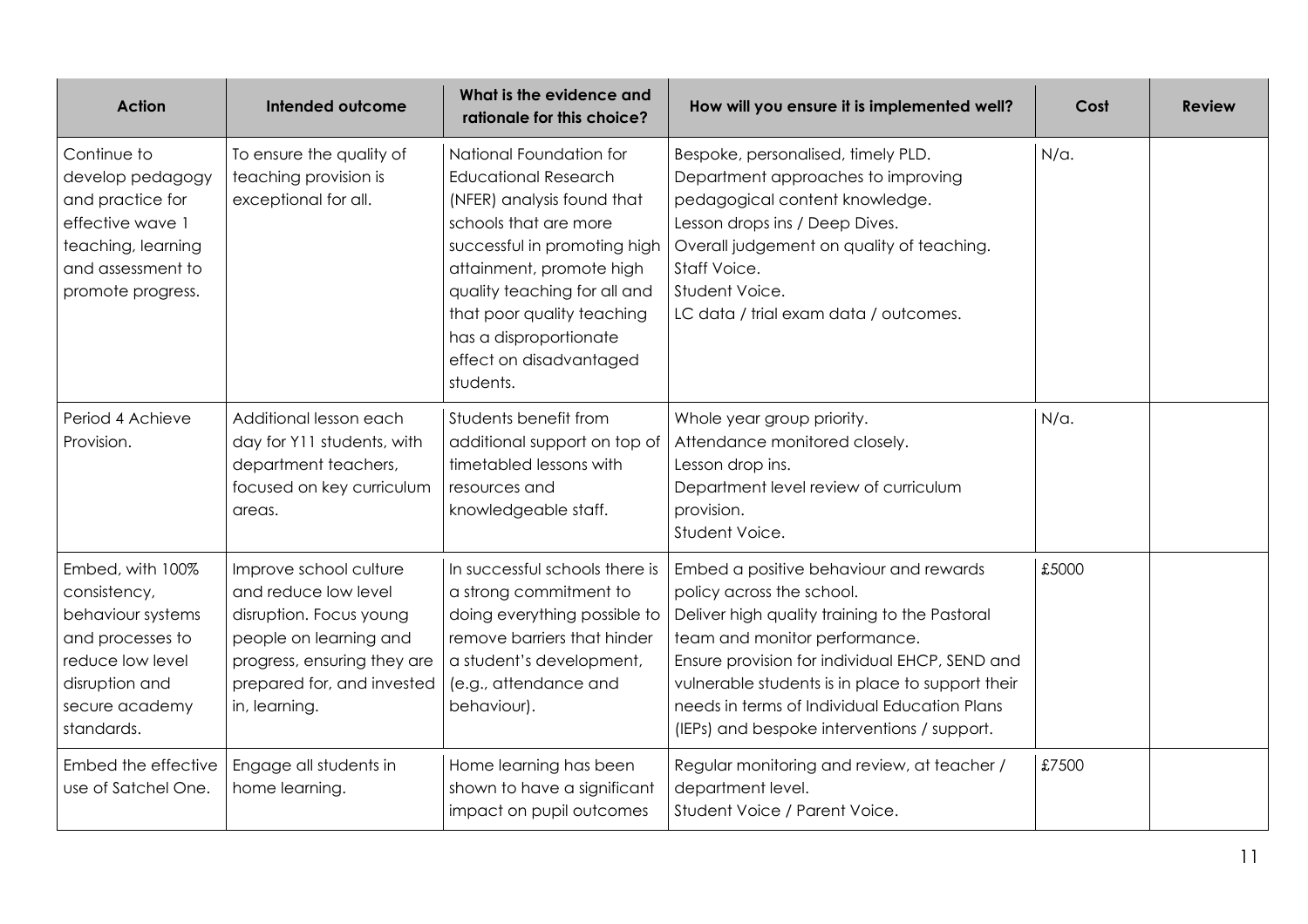| Action | Intended outcome | What is the evidence and rationale for this choice? | How will you ensure it is implemented well? | Cost | Review |
| --- | --- | --- | --- | --- | --- |
| Continue to develop pedagogy and practice for effective wave 1 teaching, learning and assessment to promote progress. | To ensure the quality of teaching provision is exceptional for all. | National Foundation for Educational Research (NFER) analysis found that schools that are more successful in promoting high attainment, promote high quality teaching for all and that poor quality teaching has a disproportionate effect on disadvantaged students. | Bespoke, personalised, timely PLD.<br>Department approaches to improving pedagogical content knowledge.<br>Lesson drops ins / Deep Dives.<br>Overall judgement on quality of teaching.<br>Staff Voice.<br>Student Voice.<br>LC data / trial exam data / outcomes. | N/a. | |
| Period 4 Achieve Provision. | Additional lesson each day for Y11 students, with department teachers, focused on key curriculum areas. | Students benefit from additional support on top of timetabled lessons with resources and knowledgeable staff. | Whole year group priority.<br>Attendance monitored closely.<br>Lesson drop ins.<br>Department level review of curriculum provision.<br>Student Voice. | N/a. | |
| Embed, with 100% consistency, behaviour systems and processes to reduce low level disruption and secure academy standards. | Improve school culture and reduce low level disruption. Focus young people on learning and progress, ensuring they are prepared for, and invested in, learning. | In successful schools there is a strong commitment to doing everything possible to remove barriers that hinder a student's development, (e.g., attendance and behaviour). | Embed a positive behaviour and rewards policy across the school.<br>Deliver high quality training to the Pastoral team and monitor performance.<br>Ensure provision for individual EHCP, SEND and vulnerable students is in place to support their needs in terms of Individual Education Plans (IEPs) and bespoke interventions / support. | £5000 | |
| Embed the effective use of Satchel One. | Engage all students in home learning. | Home learning has been shown to have a significant impact on pupil outcomes | Regular monitoring and review, at teacher / department level.<br>Student Voice / Parent Voice. | £7500 | |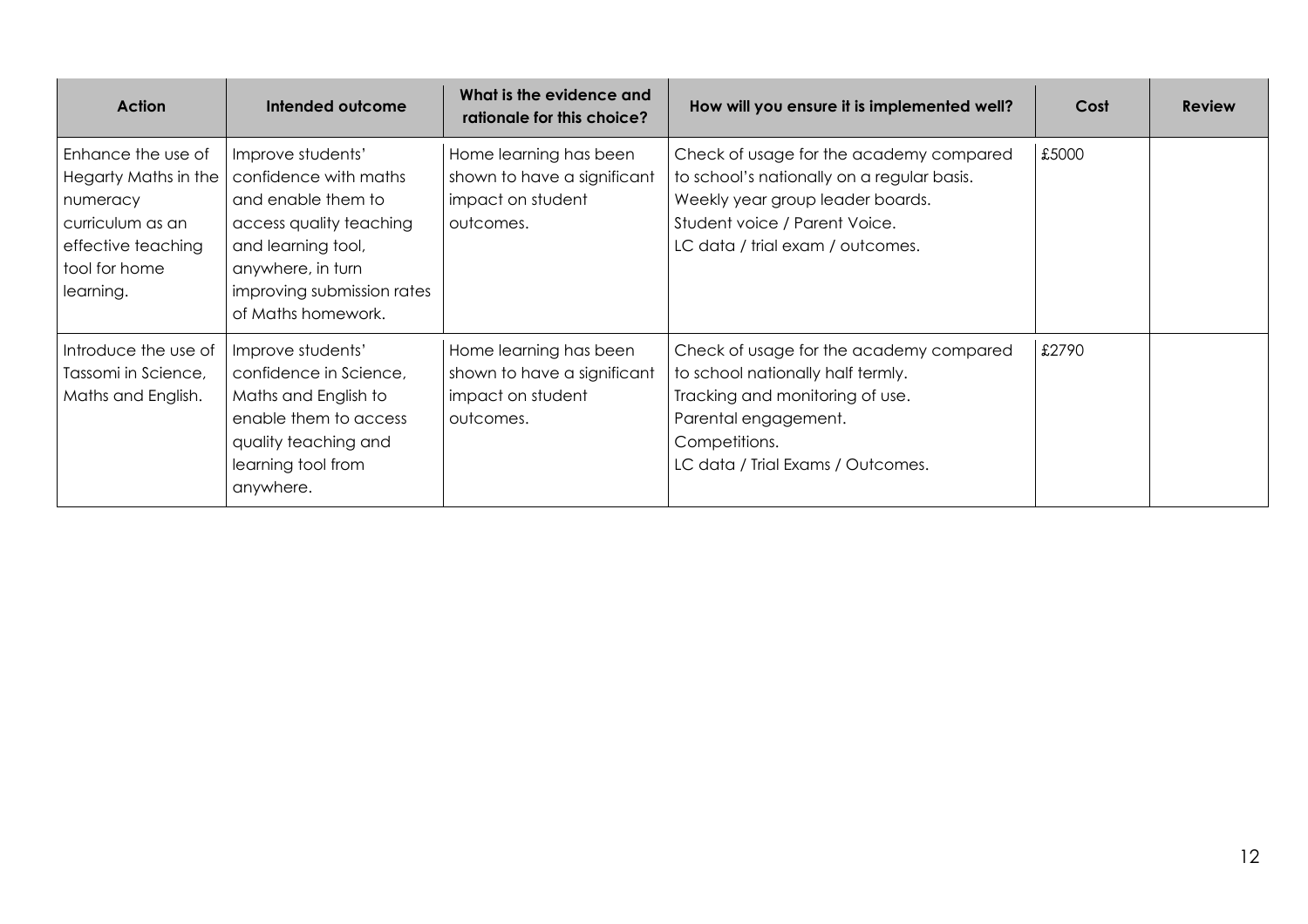| Action | Intended outcome | What is the evidence and rationale for this choice? | How will you ensure it is implemented well? | Cost | Review |
|---|---|---|---|---|---|
| Enhance the use of Hegarty Maths in the numeracy curriculum as an effective teaching tool for home learning. | Improve students' confidence with maths and enable them to access quality teaching and learning tool, anywhere, in turn improving submission rates of Maths homework. | Home learning has been shown to have a significant impact on student outcomes. | Check of usage for the academy compared to school's nationally on a regular basis.<br>Weekly year group leader boards.<br>Student voice / Parent Voice.<br>LC data / trial exam / outcomes. | £5000 | |
| Introduce the use of Tassomi in Science, Maths and English. | Improve students' confidence in Science, Maths and English to enable them to access quality teaching and learning tool from anywhere. | Home learning has been shown to have a significant impact on student outcomes. | Check of usage for the academy compared to school nationally half termly.<br>Tracking and monitoring of use.<br>Parental engagement.<br>Competitions.<br>LC data / Trial Exams / Outcomes. | £2790 | |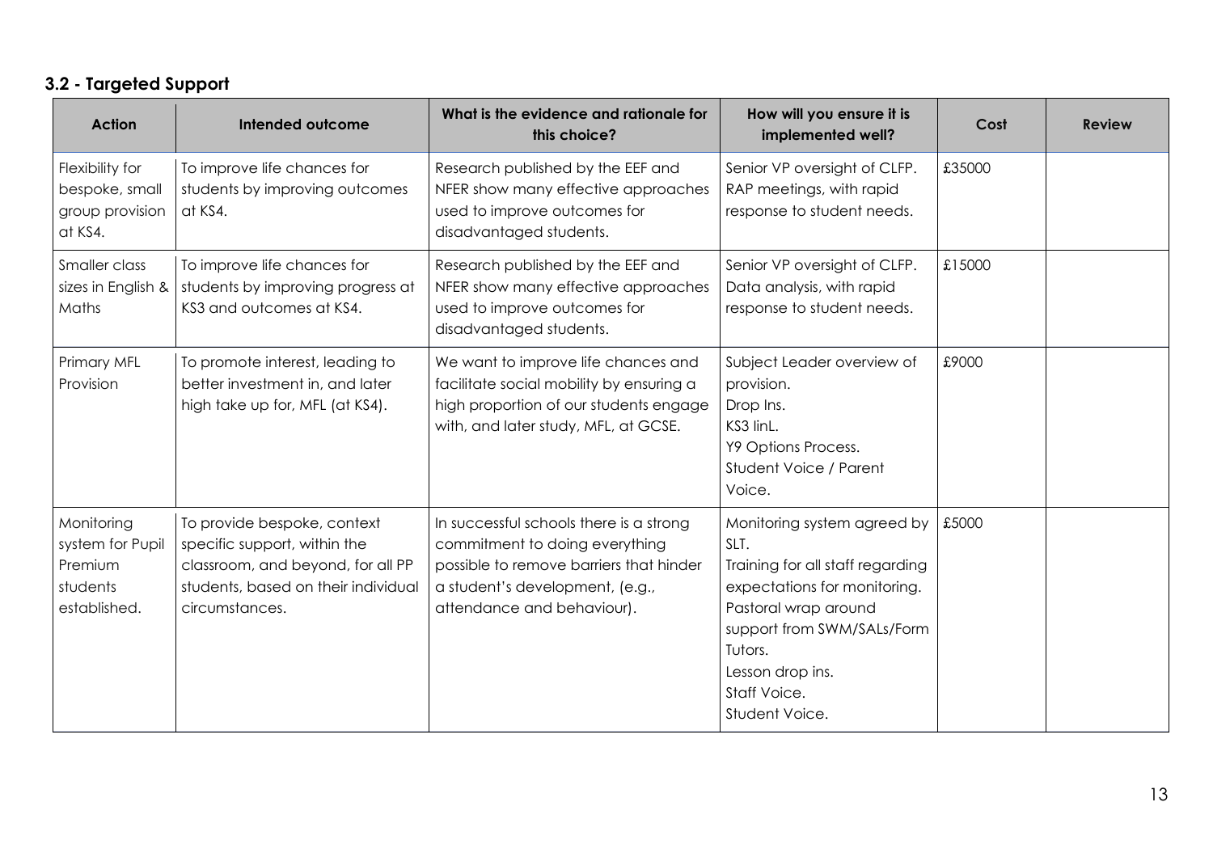### 3.2 - Targeted Support

| Action | Intended outcome | What is the evidence and rationale for this choice? | How will you ensure it is implemented well? | Cost | Review |
|---|---|---|---|---|---|
| Flexibility for bespoke, small group provision at KS4. | To improve life chances for students by improving outcomes at KS4. | Research published by the EEF and NFER show many effective approaches used to improve outcomes for disadvantaged students. | Senior VP oversight of CLFP. RAP meetings, with rapid response to student needs. | £35000 | |
| Smaller class sizes in English & Maths | To improve life chances for students by improving progress at KS3 and outcomes at KS4. | Research published by the EEF and NFER show many effective approaches used to improve outcomes for disadvantaged students. | Senior VP oversight of CLFP. Data analysis, with rapid response to student needs. | £15000 | |
| Primary MFL Provision | To promote interest, leading to better investment in, and later high take up for, MFL (at KS4). | We want to improve life chances and facilitate social mobility by ensuring a high proportion of our students engage with, and later study, MFL, at GCSE. | Subject Leader overview of provision.<br>Drop Ins.<br>KS3 linL.<br>Y9 Options Process.<br>Student Voice / Parent Voice. | £9000 | |
| Monitoring system for Pupil Premium students established. | To provide bespoke, context specific support, within the classroom, and beyond, for all PP students, based on their individual circumstances. | In successful schools there is a strong commitment to doing everything possible to remove barriers that hinder a student's development, (e.g., attendance and behaviour). | Monitoring system agreed by SLT.<br>Training for all staff regarding expectations for monitoring.<br>Pastoral wrap around support from SWM/SALs/Form Tutors.<br>Lesson drop ins.<br>Staff Voice.<br>Student Voice. | £5000 | |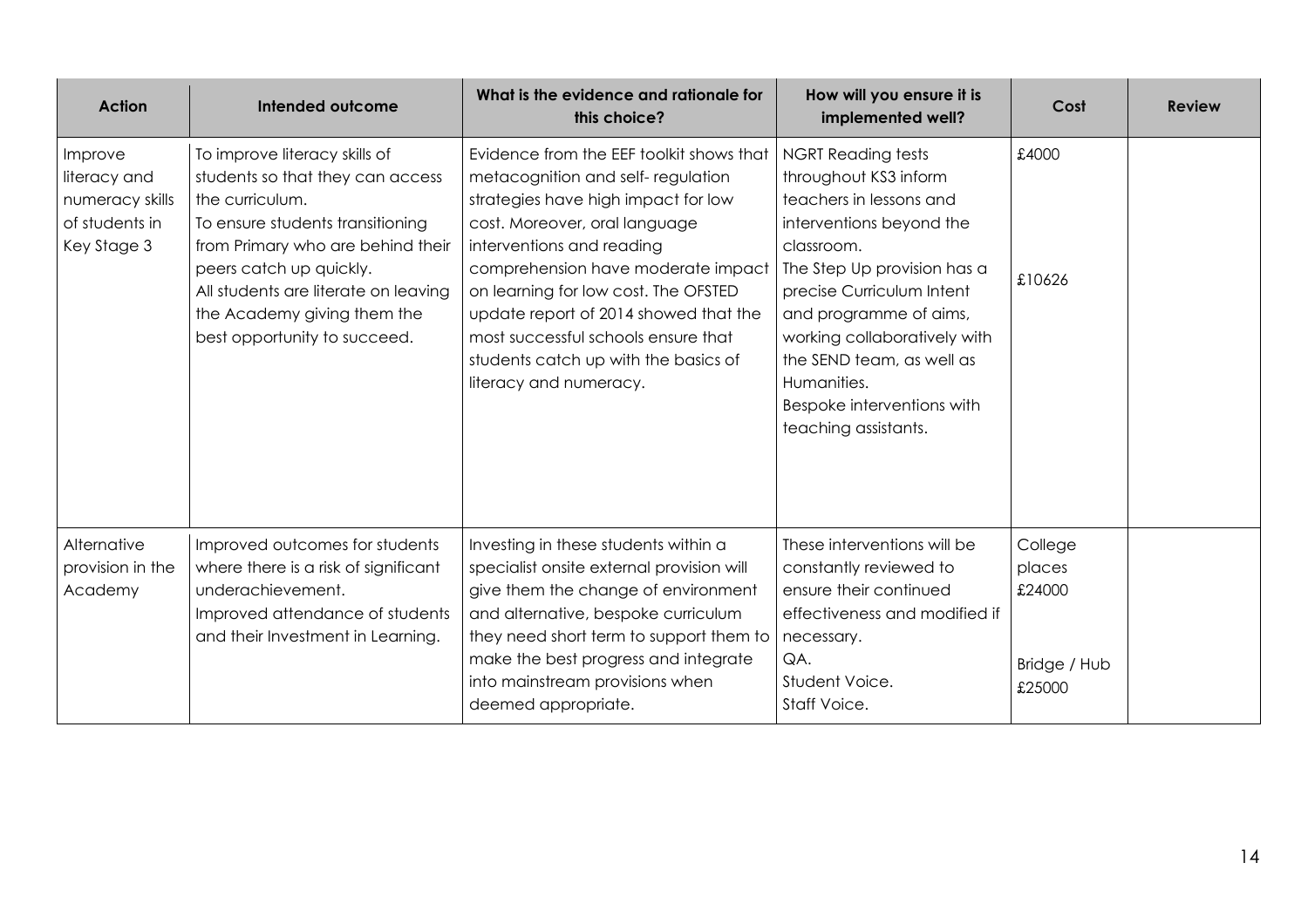| Action | Intended outcome | What is the evidence and rationale for this choice? | How will you ensure it is implemented well? | Cost | Review |
|---|---|---|---|---|---|
| Improve literacy and numeracy skills of students in Key Stage 3 | To improve literacy skills of students so that they can access the curriculum.<br>To ensure students transitioning from Primary who are behind their peers catch up quickly.<br>All students are literate on leaving the Academy giving them the best opportunity to succeed. | Evidence from the EEF toolkit shows that metacognition and self- regulation strategies have high impact for low cost. Moreover, oral language interventions and reading comprehension have moderate impact on learning for low cost. The OFSTED update report of 2014 showed that the most successful schools ensure that students catch up with the basics of literacy and numeracy. | NGRT Reading tests throughout KS3 inform teachers in lessons and interventions beyond the classroom.<br>The Step Up provision has a precise Curriculum Intent and programme of aims, working collaboratively with the SEND team, as well as Humanities.<br>Bespoke interventions with teaching assistants. | £4000<br><br>£10626 | |
| Alternative provision in the Academy | Improved outcomes for students where there is a risk of significant underachievement.<br>Improved attendance of students and their Investment in Learning. | Investing in these students within a specialist onsite external provision will give them the change of environment and alternative, bespoke curriculum they need short term to support them to make the best progress and integrate into mainstream provisions when deemed appropriate. | These interventions will be constantly reviewed to ensure their continued effectiveness and modified if necessary.<br>QA.<br>Student Voice.<br>Staff Voice. | College places £24000<br><br>Bridge / Hub £25000 | |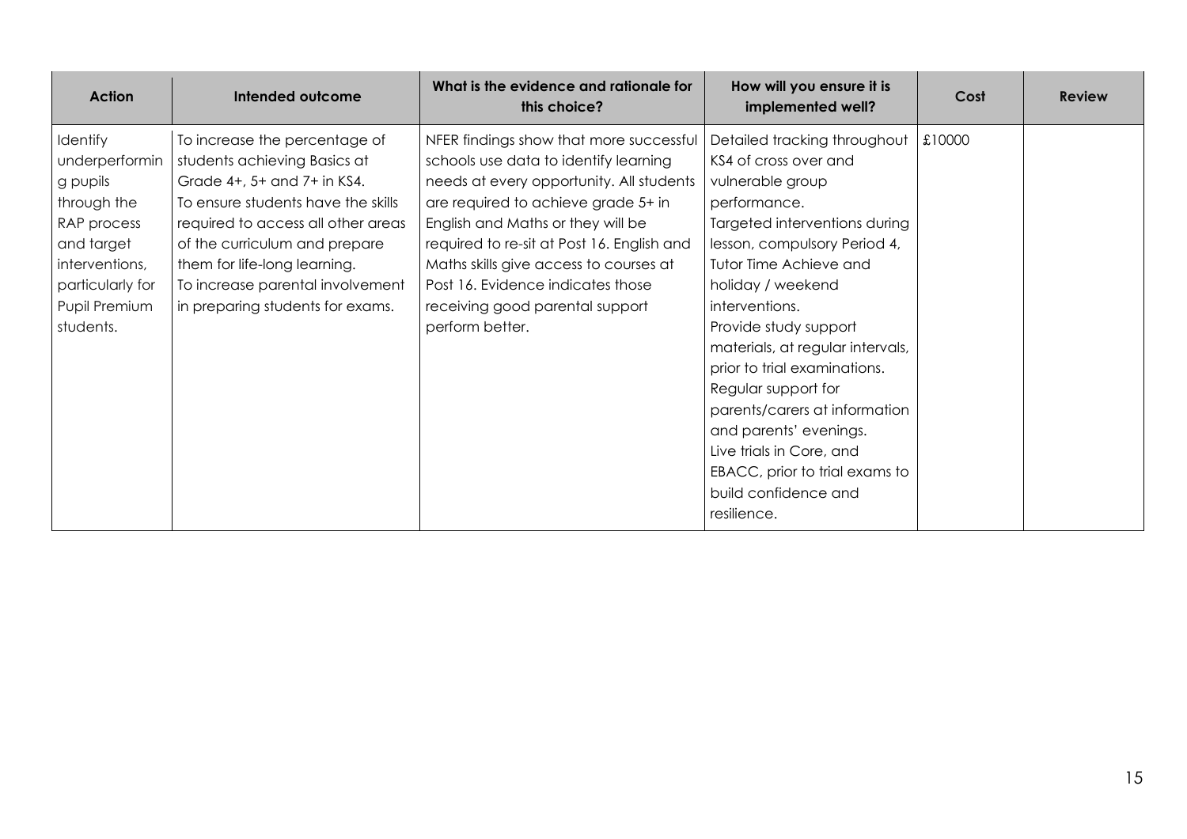| Action | Intended outcome | What is the evidence and rationale for this choice? | How will you ensure it is implemented well? | Cost | Review |
|---|---|---|---|---|---|
| Identify underperforming pupils through the RAP process and target interventions, particularly for Pupil Premium students. | To increase the percentage of students achieving Basics at Grade 4+, 5+ and 7+ in KS4.<br>To ensure students have the skills required to access all other areas of the curriculum and prepare them for life-long learning.<br>To increase parental involvement in preparing students for exams. | NFER findings show that more successful schools use data to identify learning needs at every opportunity. All students are required to achieve grade 5+ in English and Maths or they will be required to re-sit at Post 16. English and Maths skills give access to courses at Post 16. Evidence indicates those receiving good parental support perform better. | Detailed tracking throughout KS4 of cross over and vulnerable group performance.<br>Targeted interventions during lesson, compulsory Period 4, Tutor Time Achieve and holiday / weekend interventions.<br>Provide study support materials, at regular intervals, prior to trial examinations.<br>Regular support for parents/carers at information and parents' evenings.<br>Live trials in Core, and EBACC, prior to trial exams to build confidence and resilience. | £10000 | |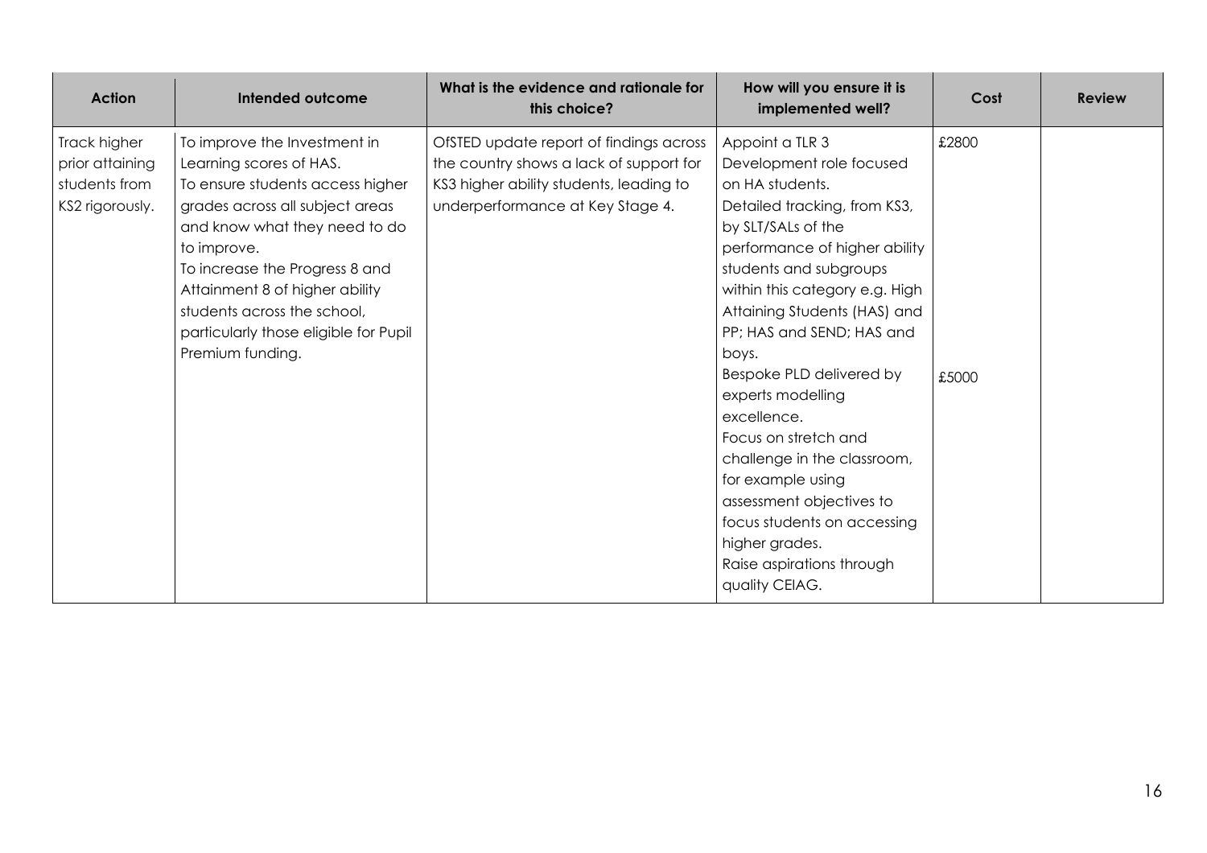| Action | Intended outcome | What is the evidence and rationale for this choice? | How will you ensure it is implemented well? | Cost | Review |
|---|---|---|---|---|---|
| Track higher prior attaining students from KS2 rigorously. | To improve the Investment in Learning scores of HAS.<br>To ensure students access higher grades across all subject areas and know what they need to do to improve.<br>To increase the Progress 8 and Attainment 8 of higher ability students across the school, particularly those eligible for Pupil Premium funding. | OfSTED update report of findings across the country shows a lack of support for KS3 higher ability students, leading to underperformance at Key Stage 4. | Appoint a TLR 3 Development role focused on HA students.<br>Detailed tracking, from KS3, by SLT/SALs of the performance of higher ability students and subgroups within this category e.g. High Attaining Students (HAS) and PP; HAS and SEND; HAS and boys.<br>Bespoke PLD delivered by experts modelling excellence.<br>Focus on stretch and challenge in the classroom, for example using assessment objectives to focus students on accessing higher grades.<br>Raise aspirations through quality CEIAG. | £2800<br><br><br><br><br><br><br>£5000 | |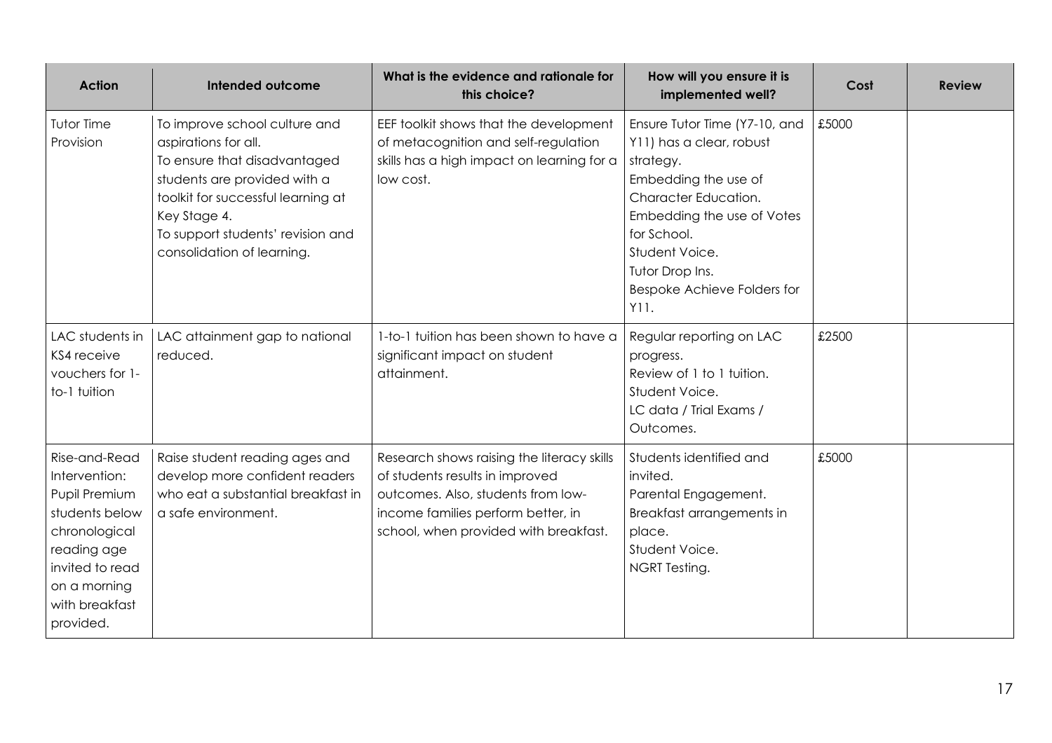| Action | Intended outcome | What is the evidence and rationale for this choice? | How will you ensure it is implemented well? | Cost | Review |
|---|---|---|---|---|---|
| Tutor Time Provision | To improve school culture and aspirations for all.<br>To ensure that disadvantaged students are provided with a toolkit for successful learning at Key Stage 4.<br>To support students' revision and consolidation of learning. | EEF toolkit shows that the development of metacognition and self-regulation skills has a high impact on learning for a low cost. | Ensure Tutor Time (Y7-10, and Y11) has a clear, robust strategy.<br>Embedding the use of Character Education.<br>Embedding the use of Votes for School.<br>Student Voice.<br>Tutor Drop Ins.<br>Bespoke Achieve Folders for Y11. | £5000 | |
| LAC students in KS4 receive vouchers for 1-to-1 tuition | LAC attainment gap to national reduced. | 1-to-1 tuition has been shown to have a significant impact on student attainment. | Regular reporting on LAC progress.<br>Review of 1 to 1 tuition.<br>Student Voice.<br>LC data / Trial Exams / Outcomes. | £2500 | |
| Rise-and-Read Intervention: Pupil Premium students below chronological reading age invited to read on a morning with breakfast provided. | Raise student reading ages and develop more confident readers who eat a substantial breakfast in a safe environment. | Research shows raising the literacy skills of students results in improved outcomes. Also, students from low-income families perform better, in school, when provided with breakfast. | Students identified and invited.<br>Parental Engagement.<br>Breakfast arrangements in place.<br>Student Voice.<br>NGRT Testing. | £5000 | |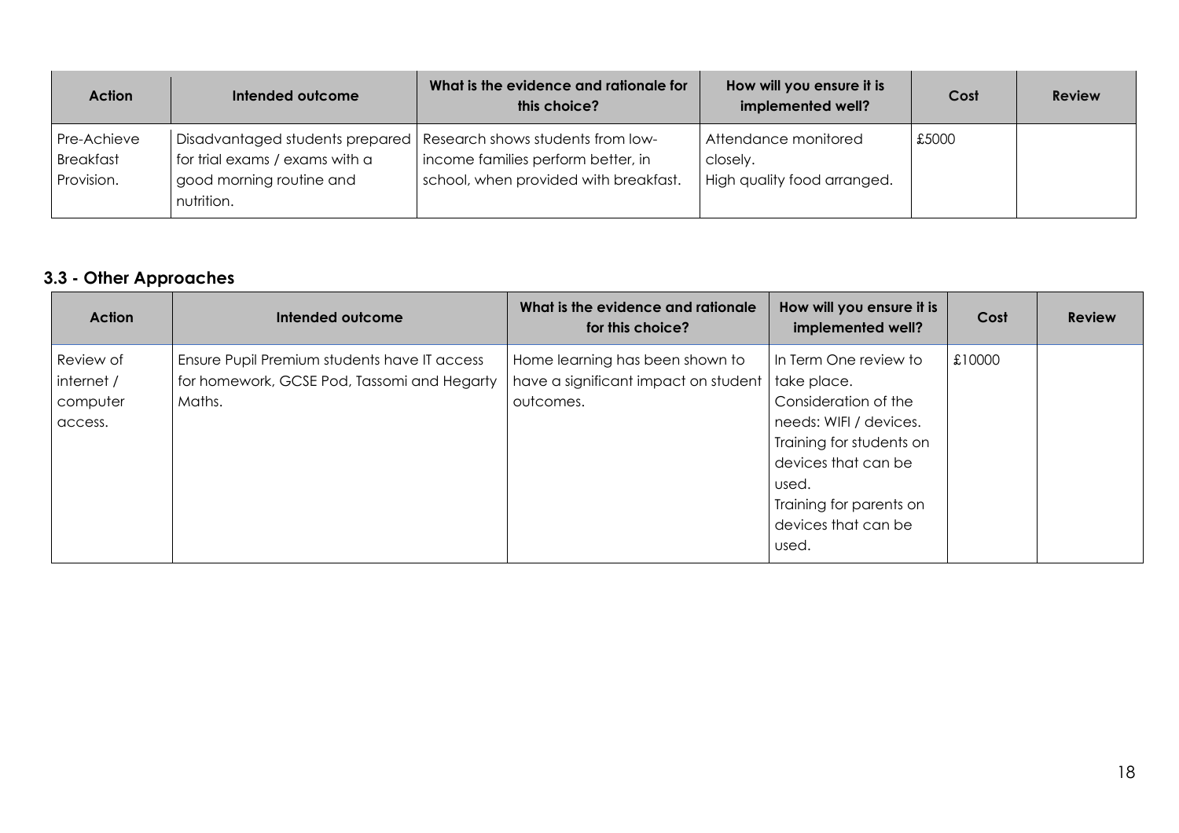| Action | Intended outcome | What is the evidence and rationale for this choice? | How will you ensure it is implemented well? | Cost | Review |
|---|---|---|---|---|---|
| Pre-Achieve Breakfast Provision. | Disadvantaged students prepared for trial exams / exams with a good morning routine and nutrition. | Research shows students from low-income families perform better, in school, when provided with breakfast. | Attendance monitored closely. High quality food arranged. | £5000 | |

### 3.3 - Other Approaches

| Action | Intended outcome | What is the evidence and rationale for this choice? | How will you ensure it is implemented well? | Cost | Review |
|---|---|---|---|---|---|
| Review of internet / computer access. | Ensure Pupil Premium students have IT access for homework, GCSE Pod, Tassomi and Hegarty Maths. | Home learning has been shown to have a significant impact on student outcomes. | In Term One review to take place. Consideration of the needs: WIFI / devices. Training for students on devices that can be used. Training for parents on devices that can be used. | £10000 | |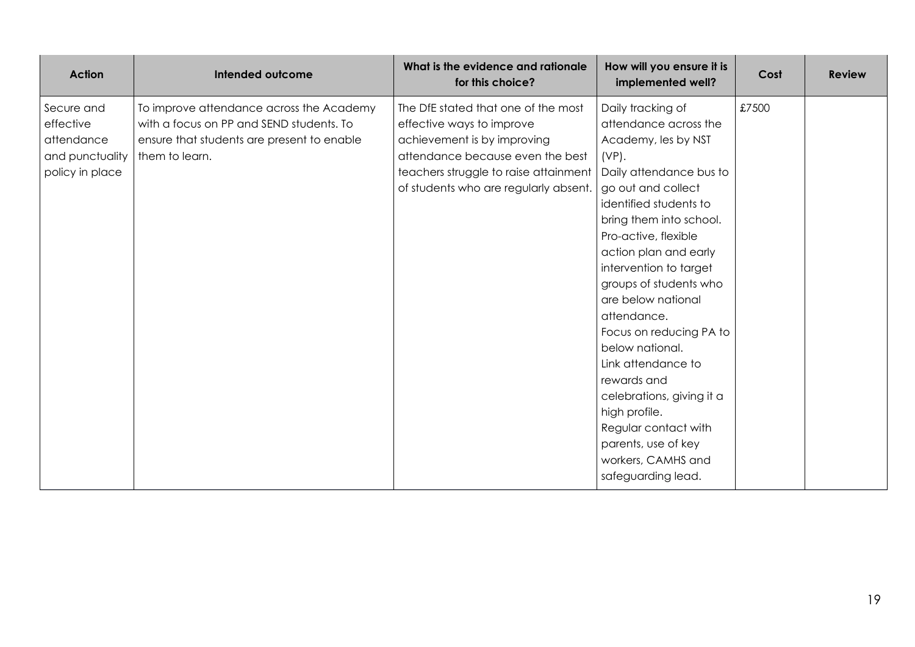| Action | Intended outcome | What is the evidence and rationale for this choice? | How will you ensure it is implemented well? | Cost | Review |
|---|---|---|---|---|---|
| Secure and effective attendance and punctuality policy in place | To improve attendance across the Academy with a focus on PP and SEND students. To ensure that students are present to enable them to learn. | The DfE stated that one of the most effective ways to improve achievement is by improving attendance because even the best teachers struggle to raise attainment of students who are regularly absent. | Daily tracking of attendance across the Academy, les by NST (VP).<br>Daily attendance bus to go out and collect identified students to bring them into school.<br>Pro-active, flexible action plan and early intervention to target groups of students who are below national attendance.<br>Focus on reducing PA to below national.<br>Link attendance to rewards and celebrations, giving it a high profile.<br>Regular contact with parents, use of key workers, CAMHS and safeguarding lead. | £7500 | |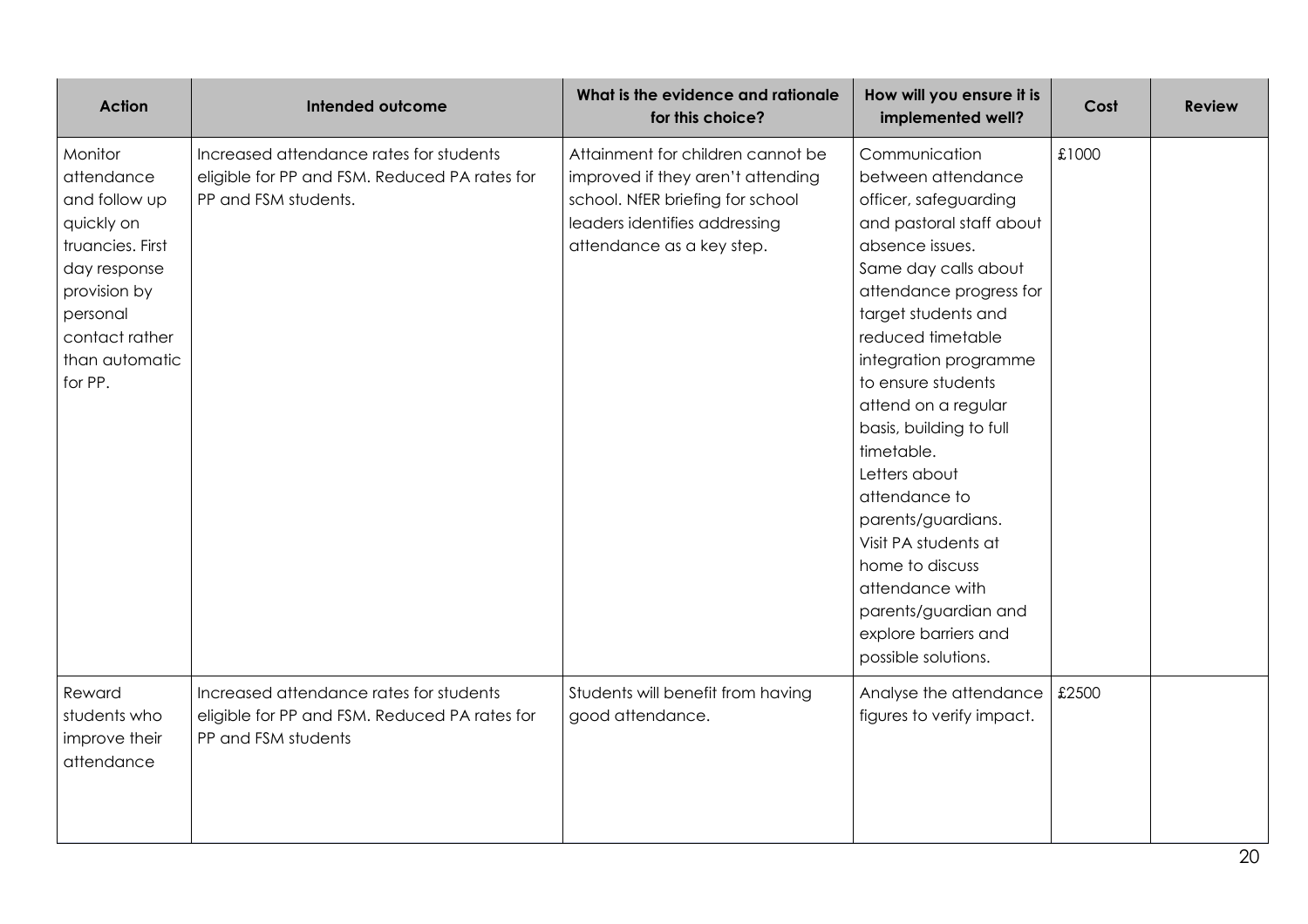| Action | Intended outcome | What is the evidence and rationale for this choice? | How will you ensure it is implemented well? | Cost | Review |
|---|---|---|---|---|---|
| Monitor attendance and follow up quickly on truancies. First day response provision by personal contact rather than automatic for PP. | Increased attendance rates for students eligible for PP and FSM. Reduced PA rates for PP and FSM students. | Attainment for children cannot be improved if they aren't attending school. NfER briefing for school leaders identifies addressing attendance as a key step. | Communication between attendance officer, safeguarding and pastoral staff about absence issues.<br>Same day calls about attendance progress for target students and reduced timetable integration programme to ensure students attend on a regular basis, building to full timetable.<br>Letters about attendance to parents/guardians.<br>Visit PA students at home to discuss attendance with parents/guardian and explore barriers and possible solutions. | £1000 | |
| Reward students who improve their attendance | Increased attendance rates for students eligible for PP and FSM. Reduced PA rates for PP and FSM students | Students will benefit from having good attendance. | Analyse the attendance figures to verify impact. | £2500 | |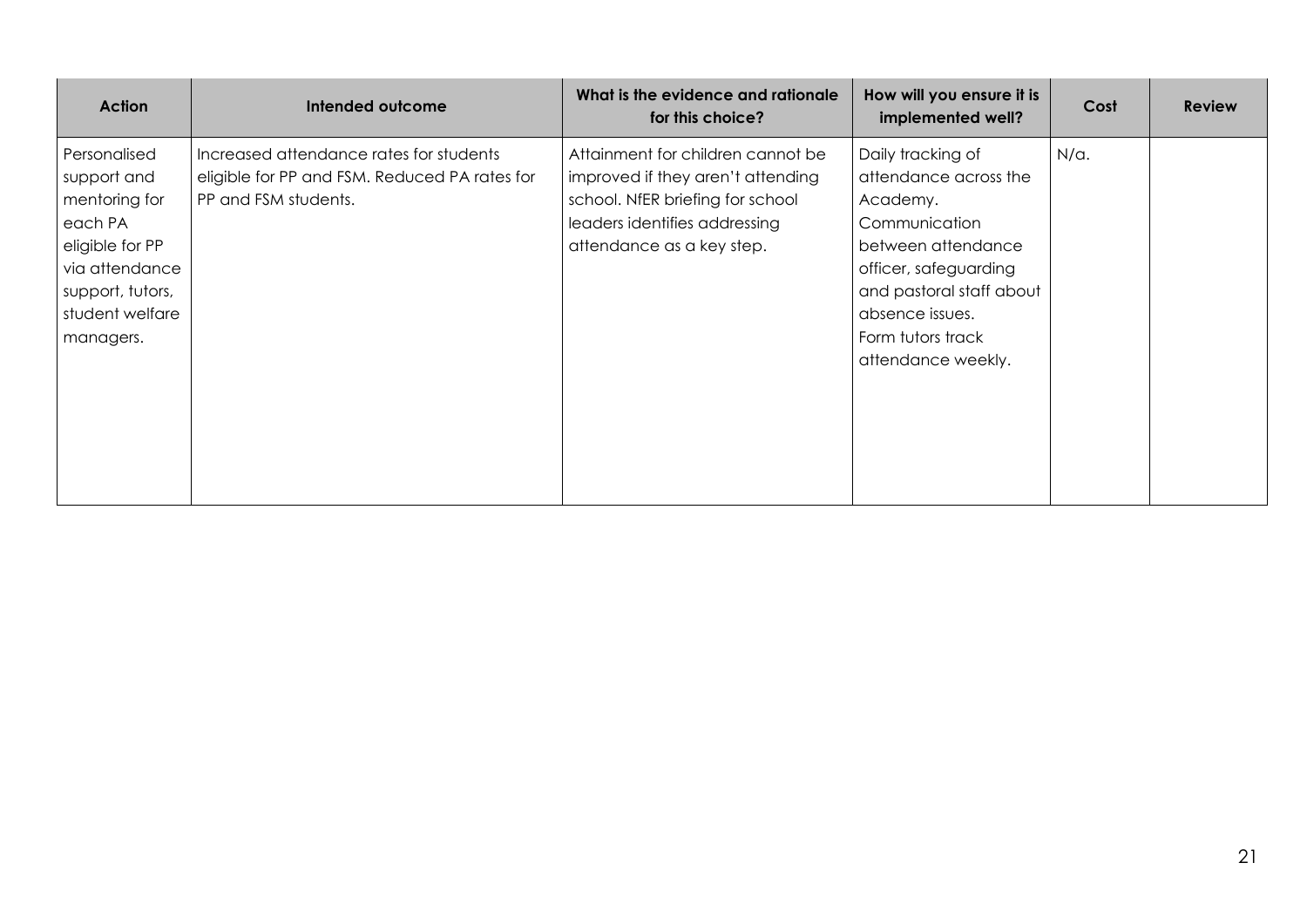| Action | Intended outcome | What is the evidence and rationale for this choice? | How will you ensure it is implemented well? | Cost | Review |
|---|---|---|---|---|---|
| Personalised support and mentoring for each PA eligible for PP via attendance support, tutors, student welfare managers. | Increased attendance rates for students eligible for PP and FSM. Reduced PA rates for PP and FSM students. | Attainment for children cannot be improved if they aren't attending school. NfER briefing for school leaders identifies addressing attendance as a key step. | Daily tracking of attendance across the Academy. Communication between attendance officer, safeguarding and pastoral staff about absence issues. Form tutors track attendance weekly. | N/a. | |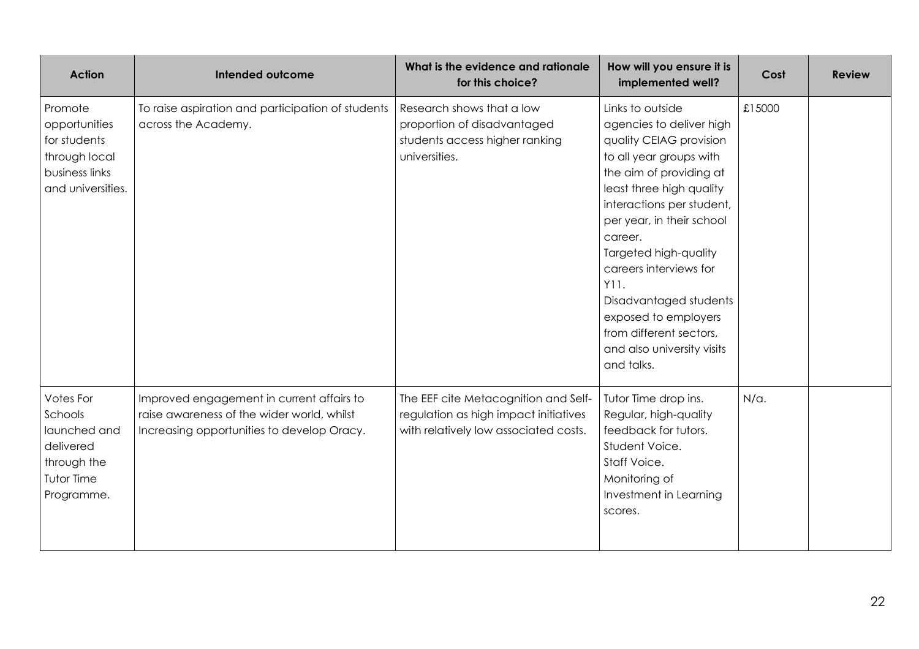| Action | Intended outcome | What is the evidence and rationale for this choice? | How will you ensure it is implemented well? | Cost | Review |
|---|---|---|---|---|---|
| Promote opportunities for students through local business links and universities. | To raise aspiration and participation of students across the Academy. | Research shows that a low proportion of disadvantaged students access higher ranking universities. | Links to outside agencies to deliver high quality CEIAG provision to all year groups with the aim of providing at least three high quality interactions per student, per year, in their school career.<br>Targeted high-quality careers interviews for Y11.<br>Disadvantaged students exposed to employers from different sectors, and also university visits and talks. | £15000 | |
| Votes For Schools launched and delivered through the Tutor Time Programme. | Improved engagement in current affairs to raise awareness of the wider world, whilst Increasing opportunities to develop Oracy. | The EEF cite Metacognition and Self-regulation as high impact initiatives with relatively low associated costs. | Tutor Time drop ins.<br>Regular, high-quality feedback for tutors.<br>Student Voice.<br>Staff Voice.<br>Monitoring of Investment in Learning scores. | N/a. | |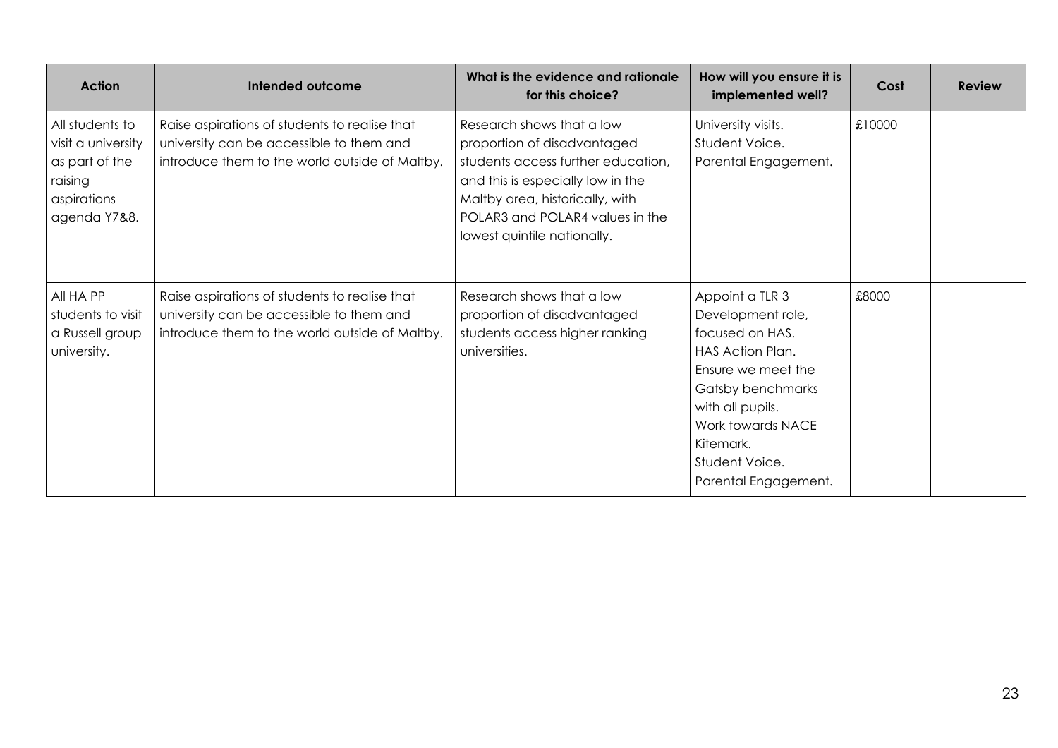| Action | Intended outcome | What is the evidence and rationale for this choice? | How will you ensure it is implemented well? | Cost | Review |
|---|---|---|---|---|---|
| All students to visit a university as part of the raising aspirations agenda Y7&8. | Raise aspirations of students to realise that university can be accessible to them and introduce them to the world outside of Maltby. | Research shows that a low proportion of disadvantaged students access further education, and this is especially low in the Maltby area, historically, with POLAR3 and POLAR4 values in the lowest quintile nationally. | University visits.<br>Student Voice.<br>Parental Engagement. | £10000 | |
| All HA PP students to visit a Russell group university. | Raise aspirations of students to realise that university can be accessible to them and introduce them to the world outside of Maltby. | Research shows that a low proportion of disadvantaged students access higher ranking universities. | Appoint a TLR 3 Development role, focused on HAS.<br>HAS Action Plan.<br>Ensure we meet the Gatsby benchmarks with all pupils.<br>Work towards NACE Kitemark.<br>Student Voice.<br>Parental Engagement. | £8000 | |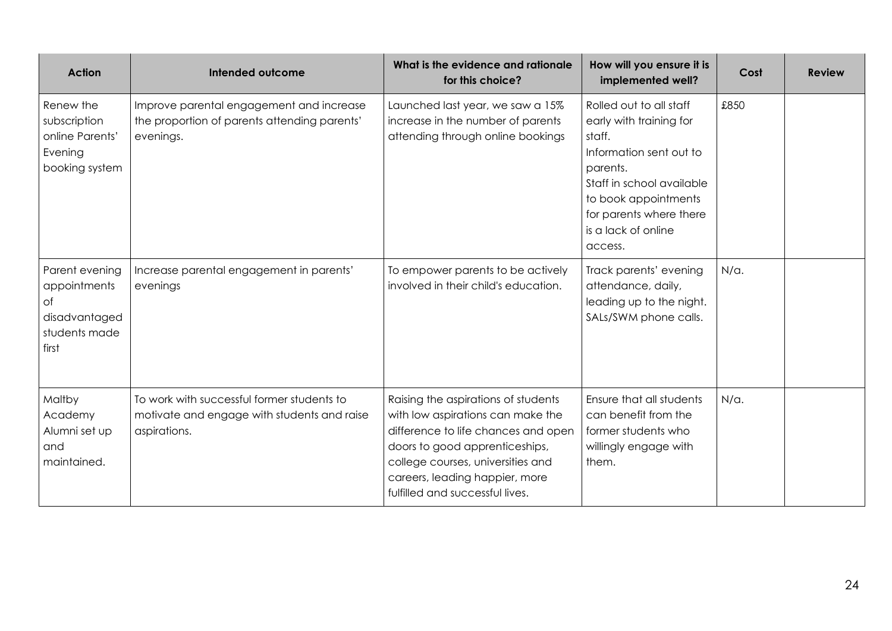| Action | Intended outcome | What is the evidence and rationale for this choice? | How will you ensure it is implemented well? | Cost | Review |
|---|---|---|---|---|---|
| Renew the subscription online Parents' Evening booking system | Improve parental engagement and increase the proportion of parents attending parents' evenings. | Launched last year, we saw a 15% increase in the number of parents attending through online bookings | Rolled out to all staff early with training for staff.<br>Information sent out to parents.<br>Staff in school available to book appointments for parents where there is a lack of online access. | £850 | |
| Parent evening appointments of disadvantaged students made first | Increase parental engagement in parents' evenings | To empower parents to be actively involved in their child's education. | Track parents' evening attendance, daily, leading up to the night.<br>SALs/SWM phone calls. | N/a. | |
| Maltby Academy Alumni set up and maintained. | To work with successful former students to motivate and engage with students and raise aspirations. | Raising the aspirations of students with low aspirations can make the difference to life chances and open doors to good apprenticeships, college courses, universities and careers, leading happier, more fulfilled and successful lives. | Ensure that all students can benefit from the former students who willingly engage with them. | N/a. | |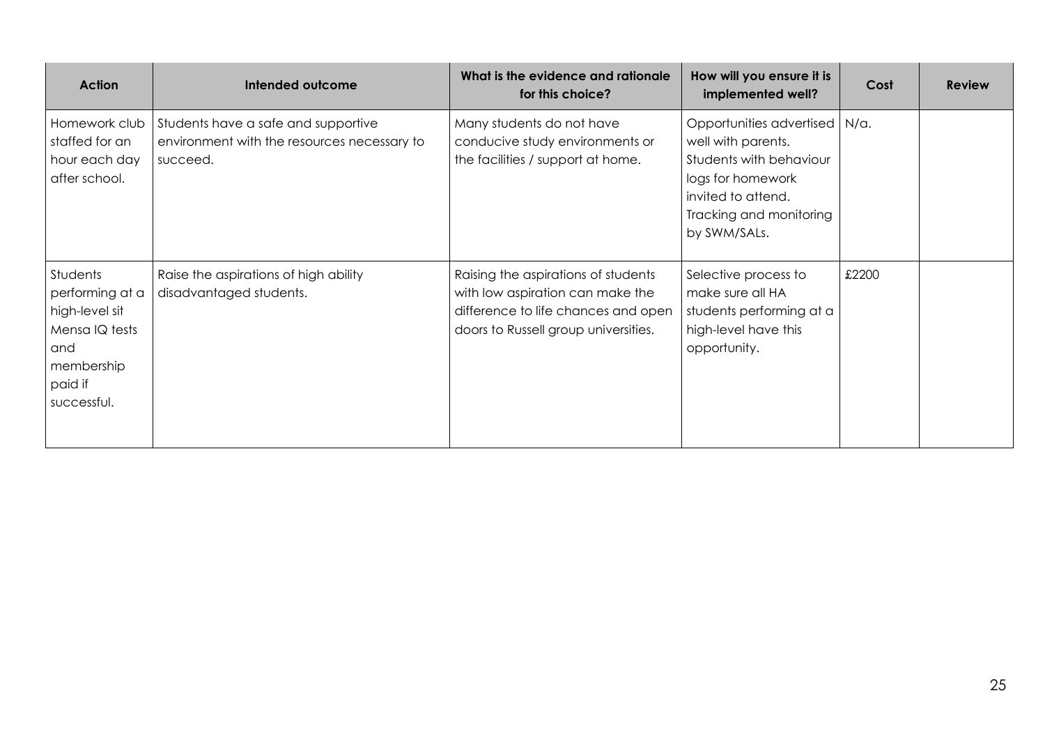| Action | Intended outcome | What is the evidence and rationale for this choice? | How will you ensure it is implemented well? | Cost | Review |
|---|---|---|---|---|---|
| Homework club staffed for an hour each day after school. | Students have a safe and supportive environment with the resources necessary to succeed. | Many students do not have conducive study environments or the facilities / support at home. | Opportunities advertised well with parents. Students with behaviour logs for homework invited to attend. Tracking and monitoring by SWM/SALs. | N/a. | |
| Students performing at a high-level sit Mensa IQ tests and membership paid if successful. | Raise the aspirations of high ability disadvantaged students. | Raising the aspirations of students with low aspiration can make the difference to life chances and open doors to Russell group universities. | Selective process to make sure all HA students performing at a high-level have this opportunity. | £2200 | |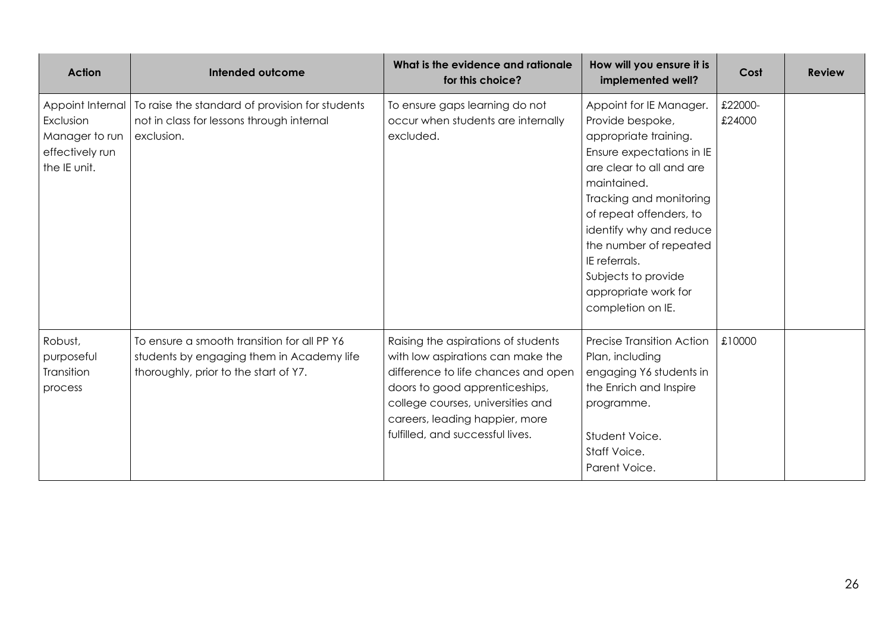| Action | Intended outcome | What is the evidence and rationale for this choice? | How will you ensure it is implemented well? | Cost | Review |
|---|---|---|---|---|---|
| Appoint Internal Exclusion Manager to run effectively run the IE unit. | To raise the standard of provision for students not in class for lessons through internal exclusion. | To ensure gaps learning do not occur when students are internally excluded. | Appoint for IE Manager.<br>Provide bespoke, appropriate training.<br>Ensure expectations in IE are clear to all and are maintained.<br>Tracking and monitoring of repeat offenders, to identify why and reduce the number of repeated IE referrals.<br>Subjects to provide appropriate work for completion on IE. | £22000-£24000 | |
| Robust, purposeful Transition process | To ensure a smooth transition for all PP Y6 students by engaging them in Academy life thoroughly, prior to the start of Y7. | Raising the aspirations of students with low aspirations can make the difference to life chances and open doors to good apprenticeships, college courses, universities and careers, leading happier, more fulfilled, and successful lives. | Precise Transition Action Plan, including engaging Y6 students in the Enrich and Inspire programme.<br><br>Student Voice.<br>Staff Voice.<br>Parent Voice. | £10000 | |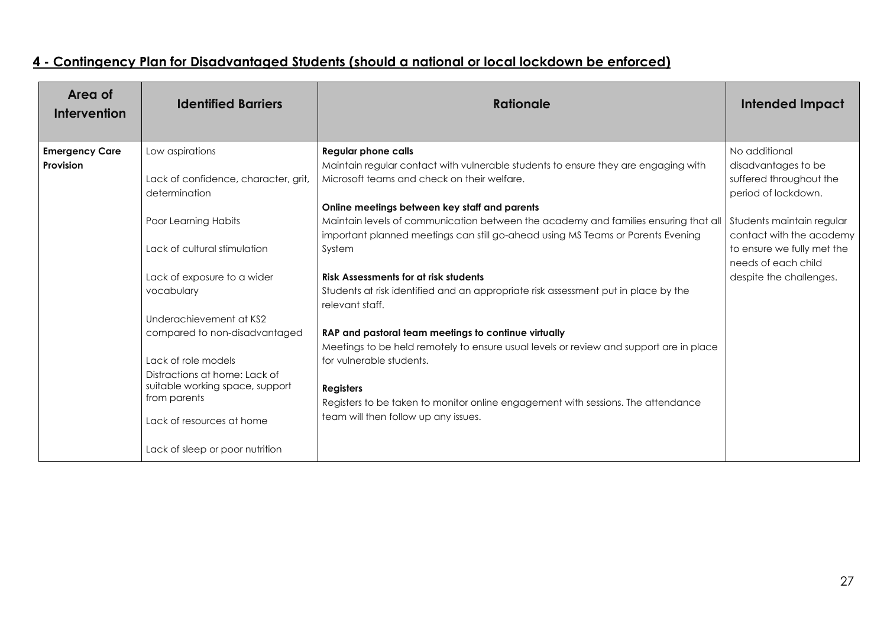## 4 - Contingency Plan for Disadvantaged Students (should a national or local lockdown be enforced)

| Area of Intervention | Identified Barriers | Rationale | Intended Impact |
|---|---|---|---|
| **Emergency Care Provision** | Low aspirations<br><br>Lack of confidence, character, grit, determination<br><br>Poor Learning Habits<br><br>Lack of cultural stimulation<br><br>Lack of exposure to a wider vocabulary<br><br>Underachievement at KS2 compared to non-disadvantaged<br><br>Lack of role models<br>Distractions at home: Lack of suitable working space, support from parents<br><br>Lack of resources at home<br><br>Lack of sleep or poor nutrition | **Regular phone calls**<br>Maintain regular contact with vulnerable students to ensure they are engaging with Microsoft teams and check on their welfare.<br><br>**Online meetings between key staff and parents**<br>Maintain levels of communication between the academy and families ensuring that all important planned meetings can still go-ahead using MS Teams or Parents Evening System<br><br>**Risk Assessments for at risk students**<br>Students at risk identified and an appropriate risk assessment put in place by the relevant staff.<br><br>**RAP and pastoral team meetings to continue virtually**<br>Meetings to be held remotely to ensure usual levels or review and support are in place for vulnerable students.<br><br>**Registers**<br>Registers to be taken to monitor online engagement with sessions. The attendance team will then follow up any issues. | No additional disadvantages to be suffered throughout the period of lockdown.<br><br>Students maintain regular contact with the academy to ensure we fully met the needs of each child despite the challenges. |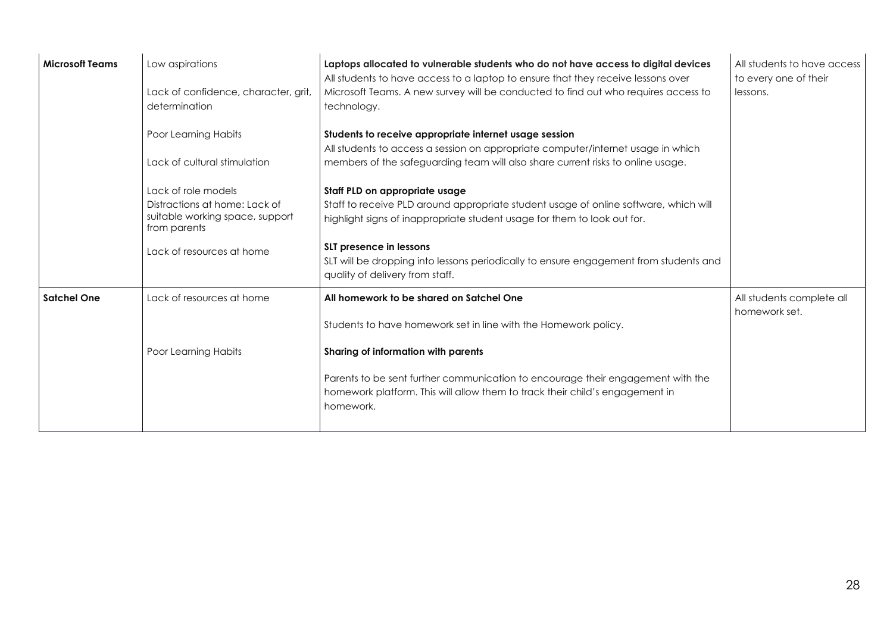| **Microsoft Teams** | Low aspirations<br><br>Lack of confidence, character, grit, determination<br><br>Poor Learning Habits<br><br>Lack of cultural stimulation<br><br>Lack of role models<br>Distractions at home: Lack of suitable working space, support from parents<br><br>Lack of resources at home | **Laptops allocated to vulnerable students who do not have access to digital devices**<br>All students to have access to a laptop to ensure that they receive lessons over Microsoft Teams. A new survey will be conducted to find out who requires access to technology.<br><br>**Students to receive appropriate internet usage session**<br>All students to access a session on appropriate computer/internet usage in which members of the safeguarding team will also share current risks to online usage.<br><br>**Staff PLD on appropriate usage**<br>Staff to receive PLD around appropriate student usage of online software, which will highlight signs of inappropriate student usage for them to look out for.<br><br>**SLT presence in lessons**<br>SLT will be dropping into lessons periodically to ensure engagement from students and quality of delivery from staff. | All students to have access to every one of their lessons. |
|---|---|---|---|
| **Satchel One** | Lack of resources at home<br><br>Poor Learning Habits | **All homework to be shared on Satchel One**<br><br>Students to have homework set in line with the Homework policy.<br><br>**Sharing of information with parents**<br><br>Parents to be sent further communication to encourage their engagement with the homework platform. This will allow them to track their child's engagement in homework. | All students complete all homework set. |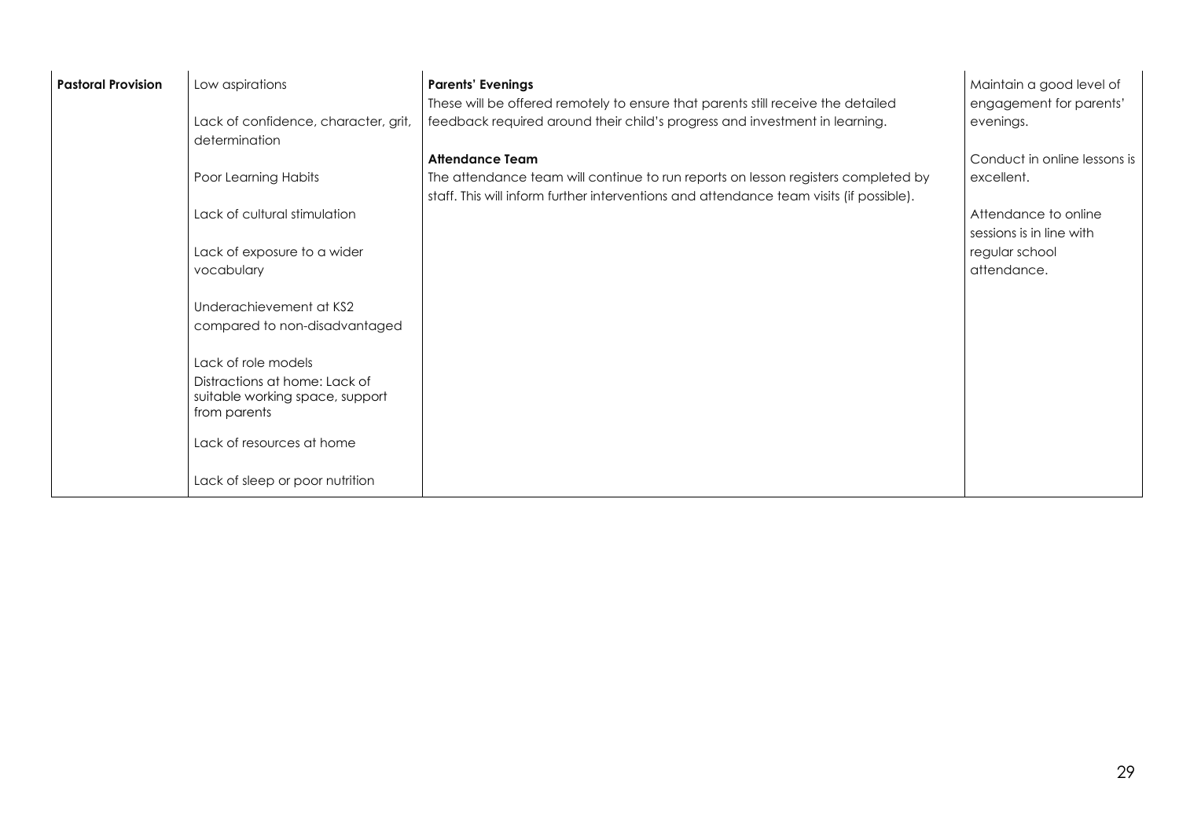| | | | |
|---|---|---|---|
| **Pastoral Provision** | Low aspirations<br><br>Lack of confidence, character, grit, determination<br><br>Poor Learning Habits<br><br>Lack of cultural stimulation<br><br>Lack of exposure to a wider vocabulary<br><br>Underachievement at KS2 compared to non-disadvantaged<br><br>Lack of role models<br>Distractions at home: Lack of suitable working space, support from parents<br><br>Lack of resources at home<br><br>Lack of sleep or poor nutrition | **Parents' Evenings**<br>These will be offered remotely to ensure that parents still receive the detailed feedback required around their child's progress and investment in learning.<br><br>**Attendance Team**<br>The attendance team will continue to run reports on lesson registers completed by staff. This will inform further interventions and attendance team visits (if possible). | Maintain a good level of engagement for parents' evenings.<br><br>Conduct in online lessons is excellent.<br><br>Attendance to online sessions is in line with regular school attendance. |